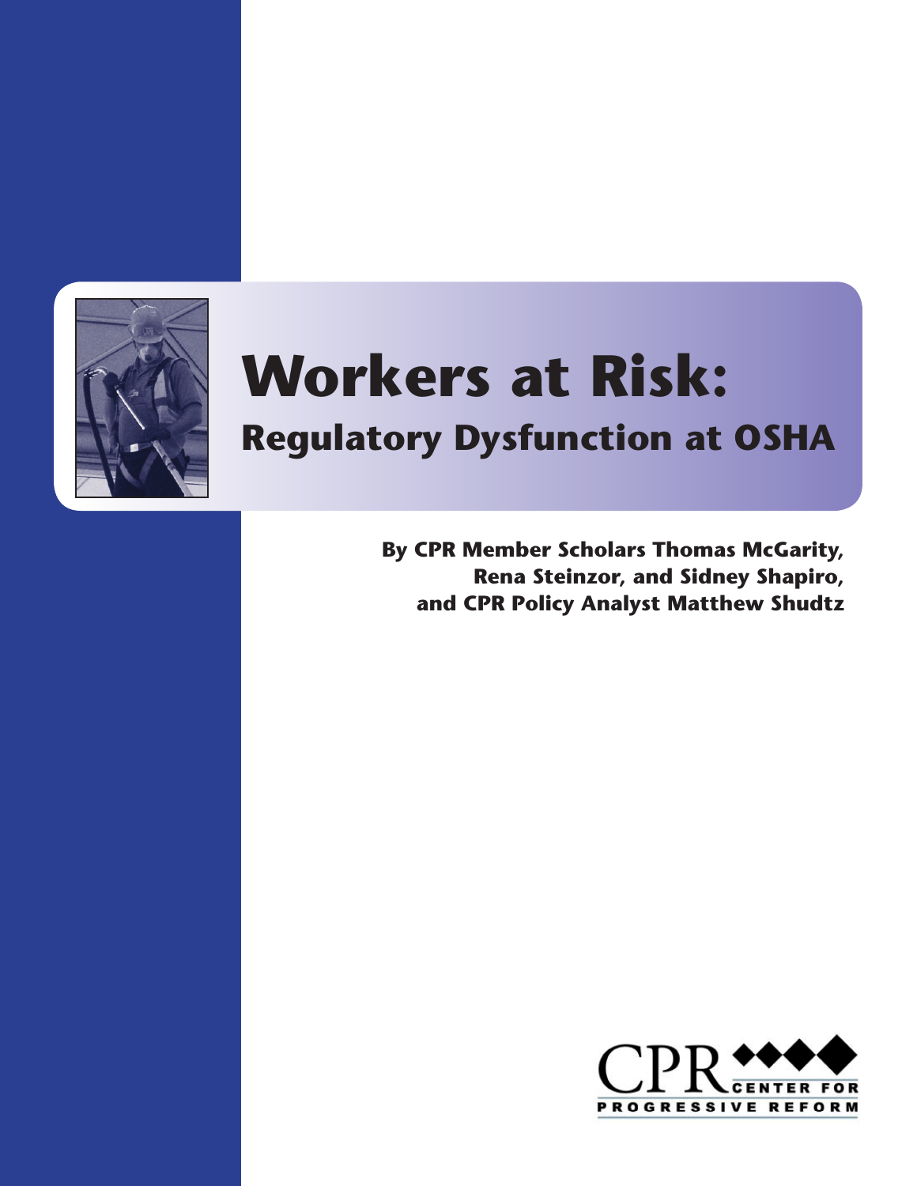# Workers at Risk:

## Regulatory Dysfunction at OSHA

**By CPR Member Scholars Thomas McGarity, Rena Steinzor, and Sidney Shapiro, and CPR Policy Analyst Matthew Shudtz**

CPR CENTER FOR PROGRESSIVE REFORM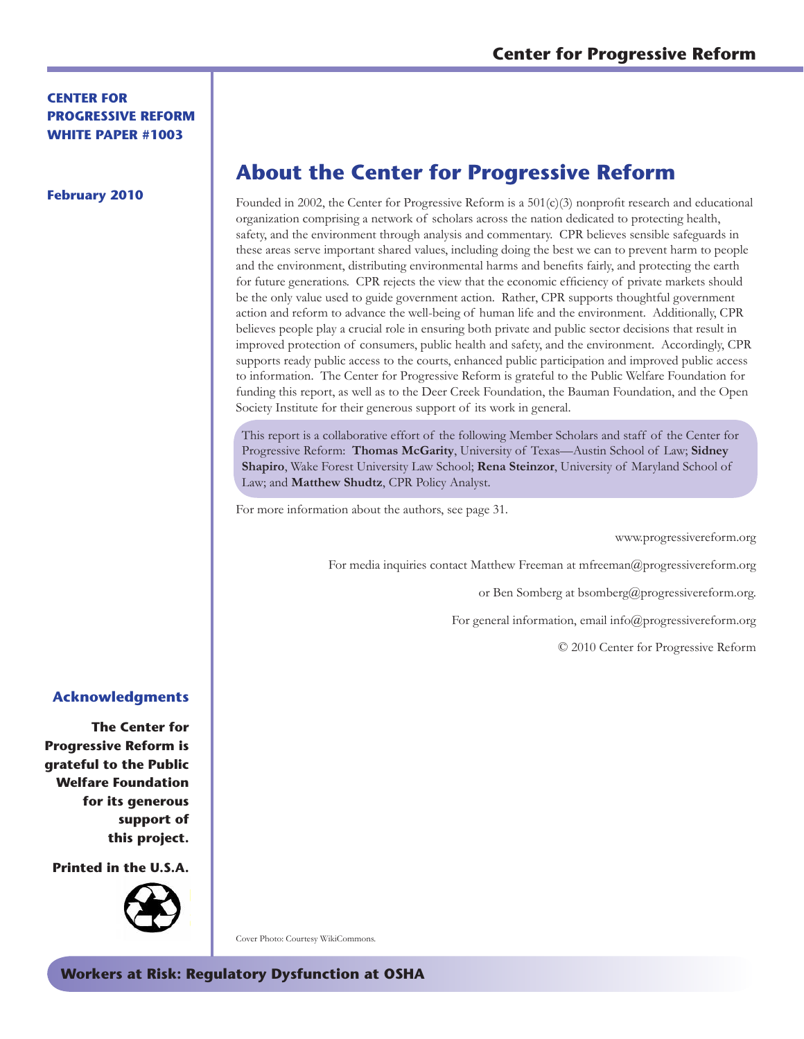**CENTER FOR PROGRESSIVE REFORM WHITE PAPER #1003**

**February 2010**

## About the Center for Progressive Reform

Founded in 2002, the Center for Progressive Reform is a 501(c)(3) nonprofit research and educational organization comprising a network of scholars across the nation dedicated to protecting health, safety, and the environment through analysis and commentary. CPR believes sensible safeguards in these areas serve important shared values, including doing the best we can to prevent harm to people and the environment, distributing environmental harms and benefits fairly, and protecting the earth for future generations. CPR rejects the view that the economic efficiency of private markets should be the only value used to guide government action. Rather, CPR supports thoughtful government action and reform to advance the well-being of human life and the environment. Additionally, CPR believes people play a crucial role in ensuring both private and public sector decisions that result in improved protection of consumers, public health and safety, and the environment. Accordingly, CPR supports ready public access to the courts, enhanced public participation and improved public access to information. The Center for Progressive Reform is grateful to the Public Welfare Foundation for funding this report, as well as to the Deer Creek Foundation, the Bauman Foundation, and the Open Society Institute for their generous support of its work in general.

This report is a collaborative effort of the following Member Scholars and staff of the Center for Progressive Reform: **Thomas McGarity**, University of Texas—Austin School of Law; **Sidney Shapiro**, Wake Forest University Law School; **Rena Steinzor**, University of Maryland School of Law; and **Matthew Shudtz**, CPR Policy Analyst.

For more information about the authors, see page 31.

www.progressivereform.org

For media inquiries contact Matthew Freeman at mfreeman@progressivereform.org

or Ben Somberg at bsomberg@progressivereform.org.

For general information, email info@progressivereform.org

© 2010 Center for Progressive Reform

### Acknowledgments

**The Center for Progressive Reform is grateful to the Public Welfare Foundation for its generous support of this project.**

**Printed in the U.S.A.**

Cover Photo: Courtesy WikiCommons.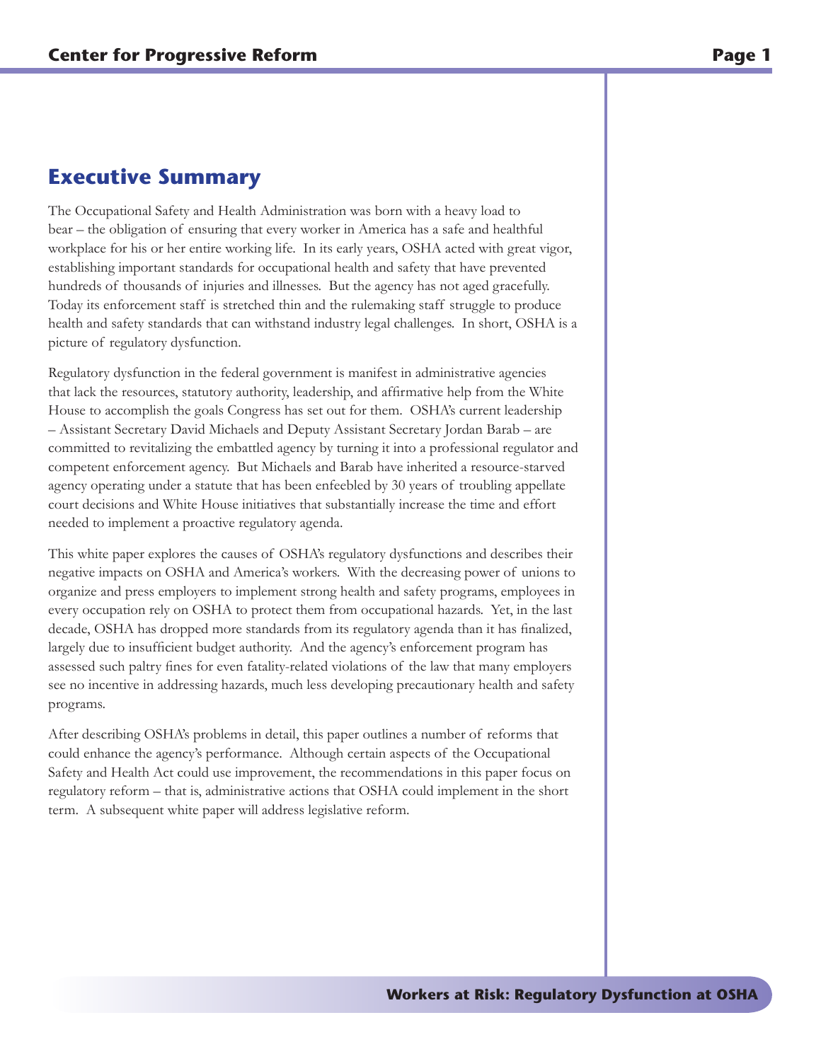## Executive Summary

The Occupational Safety and Health Administration was born with a heavy load to bear – the obligation of ensuring that every worker in America has a safe and healthful workplace for his or her entire working life. In its early years, OSHA acted with great vigor, establishing important standards for occupational health and safety that have prevented hundreds of thousands of injuries and illnesses. But the agency has not aged gracefully. Today its enforcement staff is stretched thin and the rulemaking staff struggle to produce health and safety standards that can withstand industry legal challenges. In short, OSHA is a picture of regulatory dysfunction.

Regulatory dysfunction in the federal government is manifest in administrative agencies that lack the resources, statutory authority, leadership, and affirmative help from the White House to accomplish the goals Congress has set out for them. OSHA's current leadership – Assistant Secretary David Michaels and Deputy Assistant Secretary Jordan Barab – are committed to revitalizing the embattled agency by turning it into a professional regulator and competent enforcement agency. But Michaels and Barab have inherited a resource-starved agency operating under a statute that has been enfeebled by 30 years of troubling appellate court decisions and White House initiatives that substantially increase the time and effort needed to implement a proactive regulatory agenda.

This white paper explores the causes of OSHA's regulatory dysfunctions and describes their negative impacts on OSHA and America's workers. With the decreasing power of unions to organize and press employers to implement strong health and safety programs, employees in every occupation rely on OSHA to protect them from occupational hazards. Yet, in the last decade, OSHA has dropped more standards from its regulatory agenda than it has finalized, largely due to insufficient budget authority. And the agency's enforcement program has assessed such paltry fines for even fatality-related violations of the law that many employers see no incentive in addressing hazards, much less developing precautionary health and safety programs.

After describing OSHA's problems in detail, this paper outlines a number of reforms that could enhance the agency's performance. Although certain aspects of the Occupational Safety and Health Act could use improvement, the recommendations in this paper focus on regulatory reform – that is, administrative actions that OSHA could implement in the short term. A subsequent white paper will address legislative reform.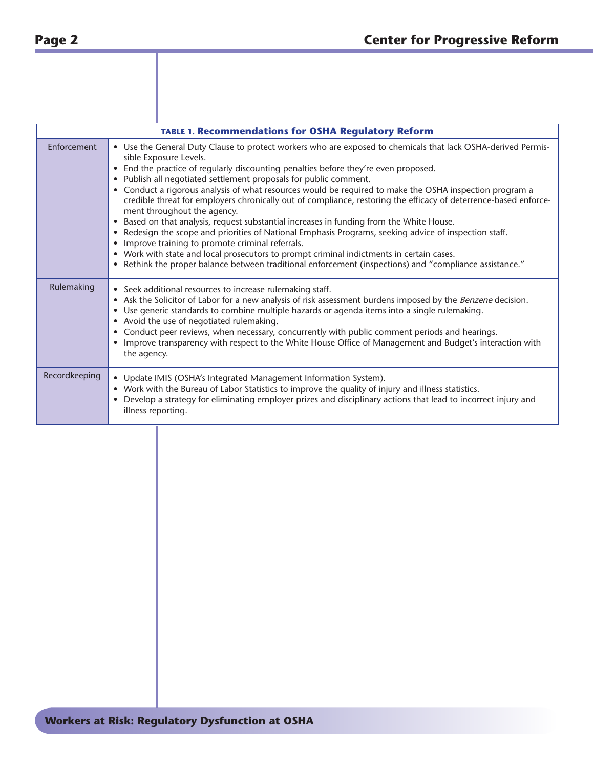**TABLE 1. Recommendations for OSHA Regulatory Reform**

| | |
|---|---|
| Enforcement | • Use the General Duty Clause to protect workers who are exposed to chemicals that lack OSHA-derived Permissible Exposure Levels.<br>• End the practice of regularly discounting penalties before they're even proposed.<br>• Publish all negotiated settlement proposals for public comment.<br>• Conduct a rigorous analysis of what resources would be required to make the OSHA inspection program a credible threat for employers chronically out of compliance, restoring the efficacy of deterrence-based enforcement throughout the agency.<br>• Based on that analysis, request substantial increases in funding from the White House.<br>• Redesign the scope and priorities of National Emphasis Programs, seeking advice of inspection staff.<br>• Improve training to promote criminal referrals.<br>• Work with state and local prosecutors to prompt criminal indictments in certain cases.<br>• Rethink the proper balance between traditional enforcement (inspections) and "compliance assistance." |
| Rulemaking | • Seek additional resources to increase rulemaking staff.<br>• Ask the Solicitor of Labor for a new analysis of risk assessment burdens imposed by the *Benzene* decision.<br>• Use generic standards to combine multiple hazards or agenda items into a single rulemaking.<br>• Avoid the use of negotiated rulemaking.<br>• Conduct peer reviews, when necessary, concurrently with public comment periods and hearings.<br>• Improve transparency with respect to the White House Office of Management and Budget's interaction with the agency. |
| Recordkeeping | • Update IMIS (OSHA's Integrated Management Information System).<br>• Work with the Bureau of Labor Statistics to improve the quality of injury and illness statistics.<br>• Develop a strategy for eliminating employer prizes and disciplinary actions that lead to incorrect injury and illness reporting. |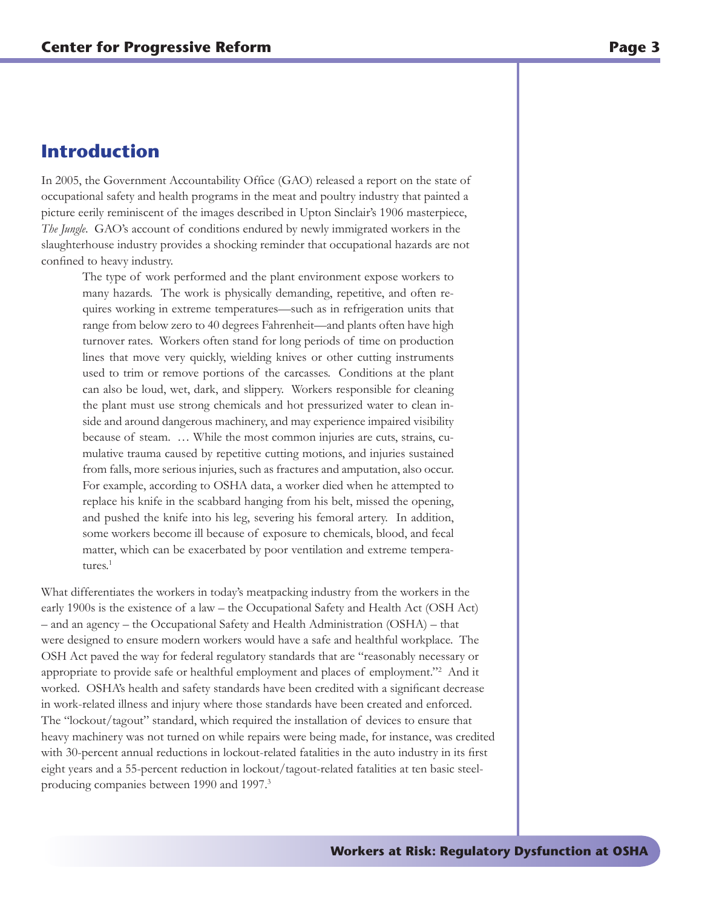## Introduction

In 2005, the Government Accountability Office (GAO) released a report on the state of occupational safety and health programs in the meat and poultry industry that painted a picture eerily reminiscent of the images described in Upton Sinclair's 1906 masterpiece, *The Jungle*. GAO's account of conditions endured by newly immigrated workers in the slaughterhouse industry provides a shocking reminder that occupational hazards are not confined to heavy industry.

> The type of work performed and the plant environment expose workers to many hazards. The work is physically demanding, repetitive, and often requires working in extreme temperatures—such as in refrigeration units that range from below zero to 40 degrees Fahrenheit—and plants often have high turnover rates. Workers often stand for long periods of time on production lines that move very quickly, wielding knives or other cutting instruments used to trim or remove portions of the carcasses. Conditions at the plant can also be loud, wet, dark, and slippery. Workers responsible for cleaning the plant must use strong chemicals and hot pressurized water to clean inside and around dangerous machinery, and may experience impaired visibility because of steam. … While the most common injuries are cuts, strains, cumulative trauma caused by repetitive cutting motions, and injuries sustained from falls, more serious injuries, such as fractures and amputation, also occur. For example, according to OSHA data, a worker died when he attempted to replace his knife in the scabbard hanging from his belt, missed the opening, and pushed the knife into his leg, severing his femoral artery. In addition, some workers become ill because of exposure to chemicals, blood, and fecal matter, which can be exacerbated by poor ventilation and extreme temperatures.[1]

What differentiates the workers in today's meatpacking industry from the workers in the early 1900s is the existence of a law – the Occupational Safety and Health Act (OSH Act) – and an agency – the Occupational Safety and Health Administration (OSHA) – that were designed to ensure modern workers would have a safe and healthful workplace. The OSH Act paved the way for federal regulatory standards that are "reasonably necessary or appropriate to provide safe or healthful employment and places of employment."[2] And it worked. OSHA's health and safety standards have been credited with a significant decrease in work-related illness and injury where those standards have been created and enforced. The "lockout/tagout" standard, which required the installation of devices to ensure that heavy machinery was not turned on while repairs were being made, for instance, was credited with 30-percent annual reductions in lockout-related fatalities in the auto industry in its first eight years and a 55-percent reduction in lockout/tagout-related fatalities at ten basic steel-producing companies between 1990 and 1997.[3]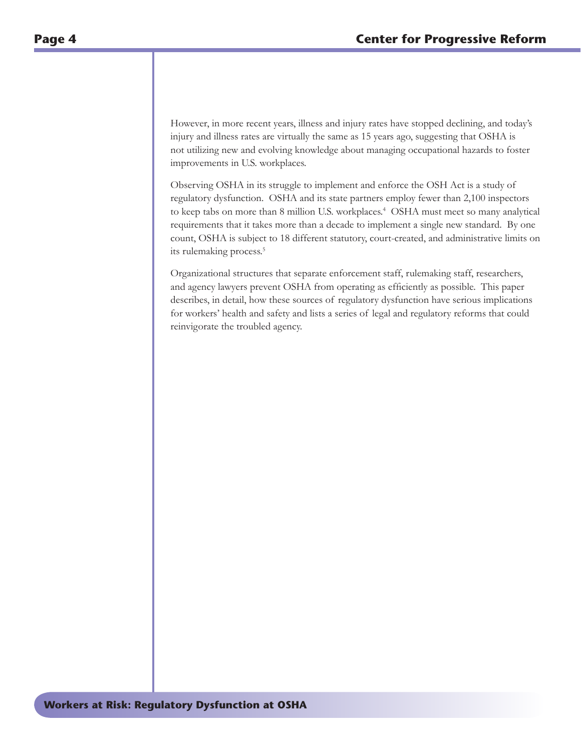However, in more recent years, illness and injury rates have stopped declining, and today's injury and illness rates are virtually the same as 15 years ago, suggesting that OSHA is not utilizing new and evolving knowledge about managing occupational hazards to foster improvements in U.S. workplaces.

Observing OSHA in its struggle to implement and enforce the OSH Act is a study of regulatory dysfunction. OSHA and its state partners employ fewer than 2,100 inspectors to keep tabs on more than 8 million U.S. workplaces.[4] OSHA must meet so many analytical requirements that it takes more than a decade to implement a single new standard. By one count, OSHA is subject to 18 different statutory, court-created, and administrative limits on its rulemaking process.[5]

Organizational structures that separate enforcement staff, rulemaking staff, researchers, and agency lawyers prevent OSHA from operating as efficiently as possible. This paper describes, in detail, how these sources of regulatory dysfunction have serious implications for workers' health and safety and lists a series of legal and regulatory reforms that could reinvigorate the troubled agency.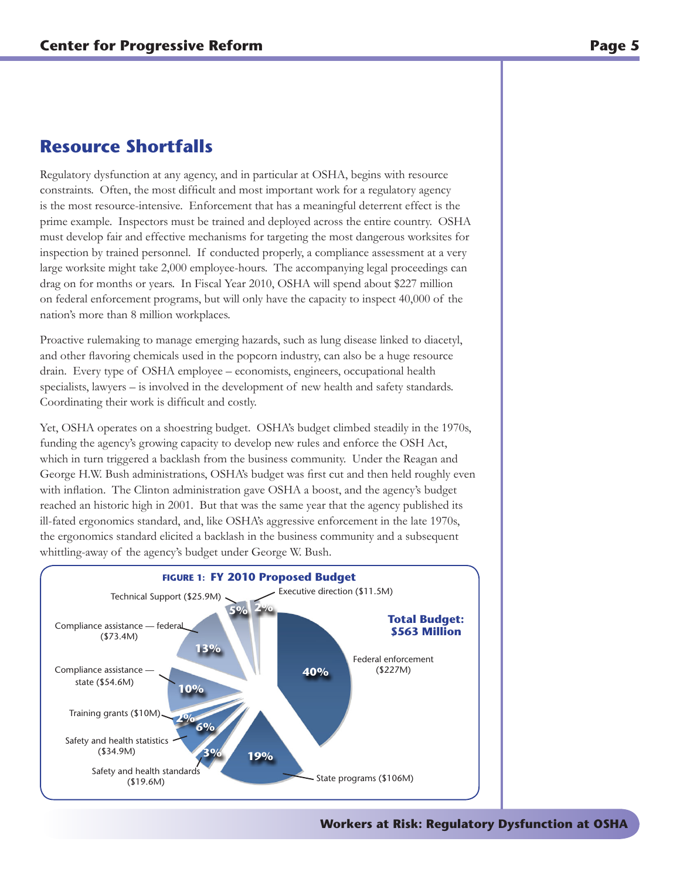## Resource Shortfalls

Regulatory dysfunction at any agency, and in particular at OSHA, begins with resource constraints. Often, the most difficult and most important work for a regulatory agency is the most resource-intensive. Enforcement that has a meaningful deterrent effect is the prime example. Inspectors must be trained and deployed across the entire country. OSHA must develop fair and effective mechanisms for targeting the most dangerous worksites for inspection by trained personnel. If conducted properly, a compliance assessment at a very large worksite might take 2,000 employee-hours. The accompanying legal proceedings can drag on for months or years. In Fiscal Year 2010, OSHA will spend about $227 million on federal enforcement programs, but will only have the capacity to inspect 40,000 of the nation's more than 8 million workplaces.

Proactive rulemaking to manage emerging hazards, such as lung disease linked to diacetyl, and other flavoring chemicals used in the popcorn industry, can also be a huge resource drain. Every type of OSHA employee – economists, engineers, occupational health specialists, lawyers – is involved in the development of new health and safety standards. Coordinating their work is difficult and costly.

Yet, OSHA operates on a shoestring budget. OSHA's budget climbed steadily in the 1970s, funding the agency's growing capacity to develop new rules and enforce the OSH Act, which in turn triggered a backlash from the business community. Under the Reagan and George H.W. Bush administrations, OSHA's budget was first cut and then held roughly even with inflation. The Clinton administration gave OSHA a boost, and the agency's budget reached an historic high in 2001. But that was the same year that the agency published its ill-fated ergonomics standard, and, like OSHA's aggressive enforcement in the late 1970s, the ergonomics standard elicited a backlash in the business community and a subsequent whittling-away of the agency's budget under George W. Bush.

**FIGURE 1: FY 2010 Proposed Budget**

**Total Budget: $563 Million**

| Category | Amount | Share |
|---|---|---|
| Federal enforcement | $227M | 40% |
| State programs | $106M | 19% |
| Safety and health standards | $19.6M | 3% |
| Safety and health statistics | $34.9M | 6% |
| Training grants | $10M | 2% |
| Compliance assistance — state | $54.6M | 10% |
| Compliance assistance — federal | $73.4M | 13% |
| Technical Support | $25.9M | 5% |
| Executive direction | $11.5M | 2% |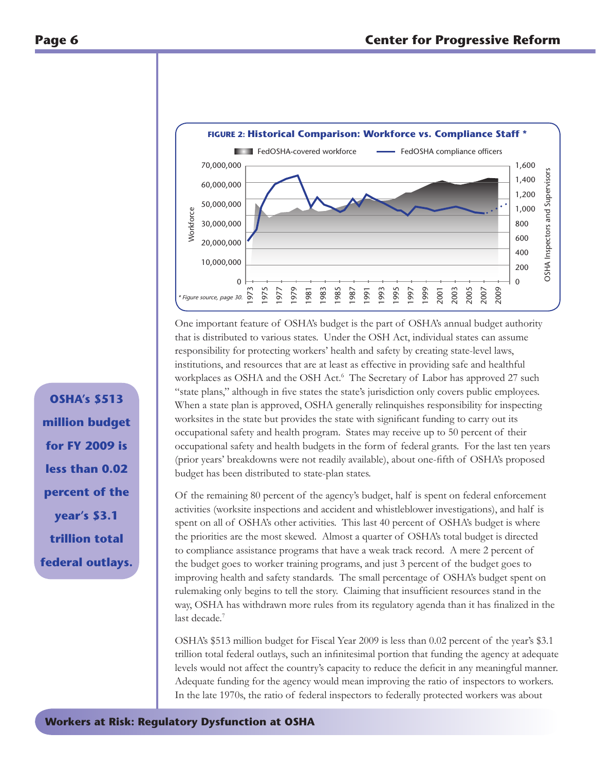**FIGURE 2: Historical Comparison: Workforce vs. Compliance Staff \***

*\* Figure source, page 30.*

One important feature of OSHA's budget is the part of OSHA's annual budget authority that is distributed to various states. Under the OSH Act, individual states can assume responsibility for protecting workers' health and safety by creating state-level laws, institutions, and resources that are at least as effective in providing safe and healthful workplaces as OSHA and the OSH Act.[6] The Secretary of Labor has approved 27 such "state plans," although in five states the state's jurisdiction only covers public employees. When a state plan is approved, OSHA generally relinquishes responsibility for inspecting worksites in the state but provides the state with significant funding to carry out its occupational safety and health program. States may receive up to 50 percent of their occupational safety and health budgets in the form of federal grants. For the last ten years (prior years' breakdowns were not readily available), about one-fifth of OSHA's proposed budget has been distributed to state-plan states.

**OSHA's $513 million budget for FY 2009 is less than 0.02 percent of the year's $3.1 trillion total federal outlays.**

Of the remaining 80 percent of the agency's budget, half is spent on federal enforcement activities (worksite inspections and accident and whistleblower investigations), and half is spent on all of OSHA's other activities. This last 40 percent of OSHA's budget is where the priorities are the most skewed. Almost a quarter of OSHA's total budget is directed to compliance assistance programs that have a weak track record. A mere 2 percent of the budget goes to worker training programs, and just 3 percent of the budget goes to improving health and safety standards. The small percentage of OSHA's budget spent on rulemaking only begins to tell the story. Claiming that insufficient resources stand in the way, OSHA has withdrawn more rules from its regulatory agenda than it has finalized in the last decade.[7]

OSHA's $513 million budget for Fiscal Year 2009 is less than 0.02 percent of the year's $3.1 trillion total federal outlays, such an infinitesimal portion that funding the agency at adequate levels would not affect the country's capacity to reduce the deficit in any meaningful manner. Adequate funding for the agency would mean improving the ratio of inspectors to workers. In the late 1970s, the ratio of federal inspectors to federally protected workers was about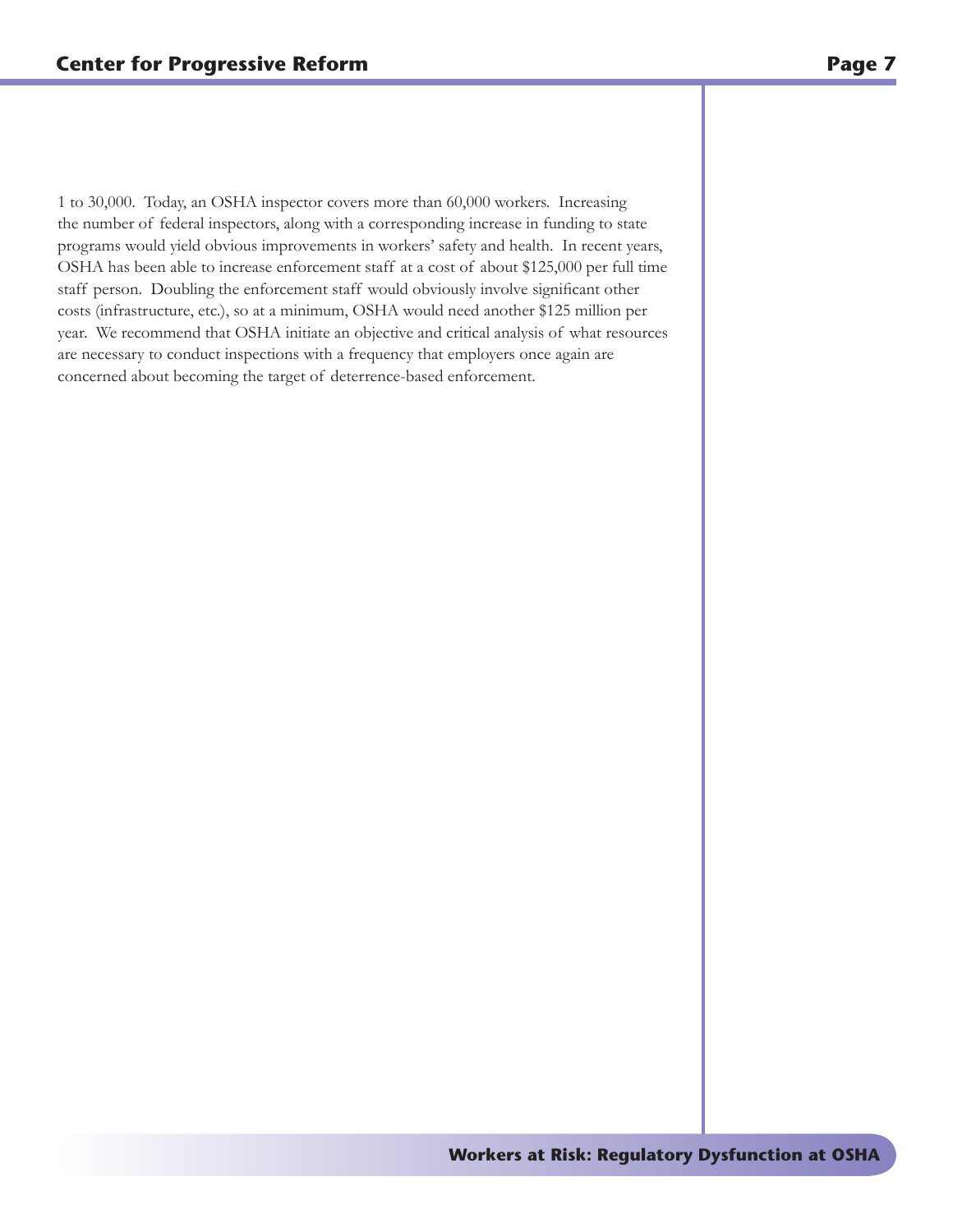1 to 30,000. Today, an OSHA inspector covers more than 60,000 workers. Increasing the number of federal inspectors, along with a corresponding increase in funding to state programs would yield obvious improvements in workers' safety and health. In recent years, OSHA has been able to increase enforcement staff at a cost of about $125,000 per full time staff person. Doubling the enforcement staff would obviously involve significant other costs (infrastructure, etc.), so at a minimum, OSHA would need another $125 million per year. We recommend that OSHA initiate an objective and critical analysis of what resources are necessary to conduct inspections with a frequency that employers once again are concerned about becoming the target of deterrence-based enforcement.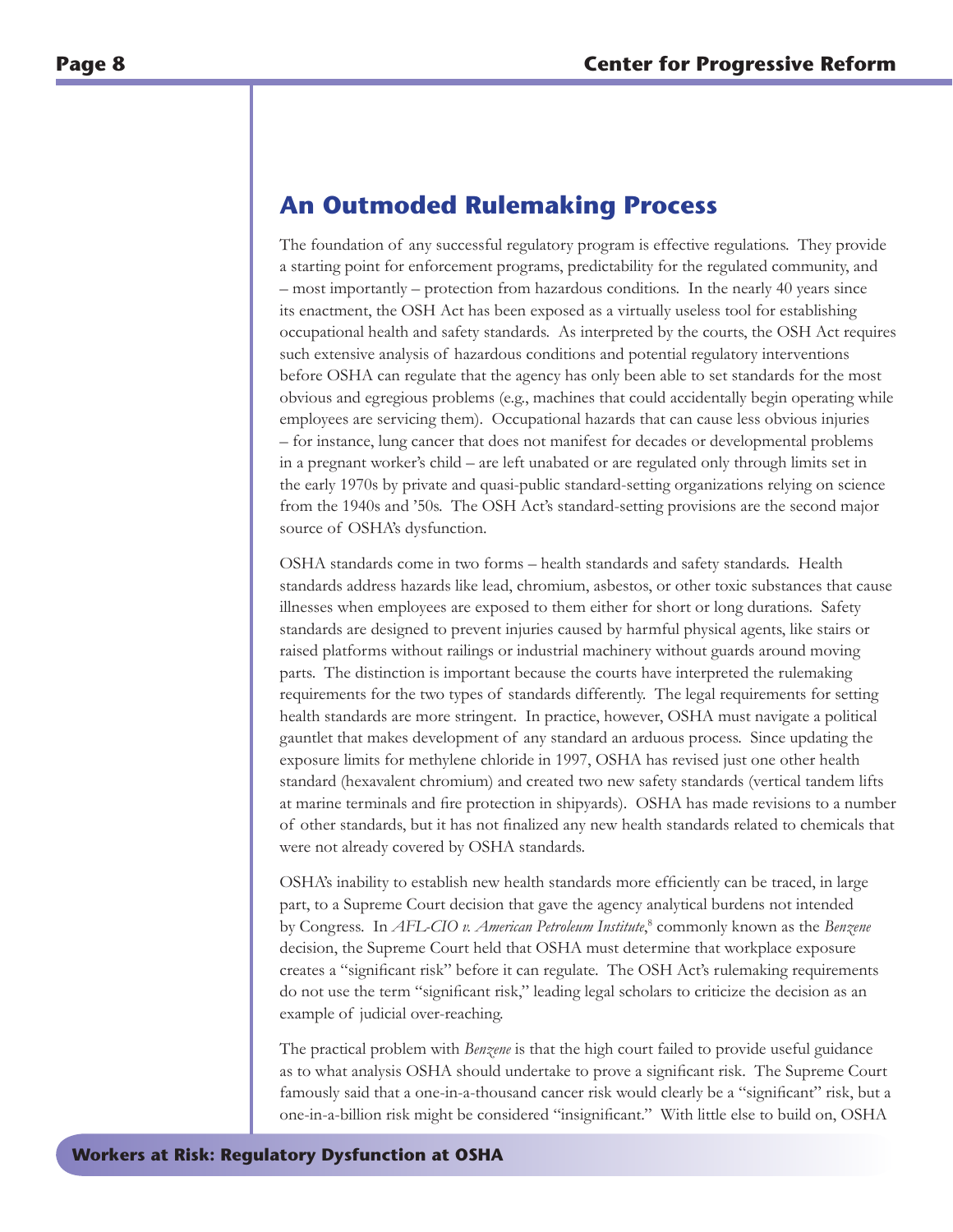## An Outmoded Rulemaking Process

The foundation of any successful regulatory program is effective regulations. They provide a starting point for enforcement programs, predictability for the regulated community, and – most importantly – protection from hazardous conditions. In the nearly 40 years since its enactment, the OSH Act has been exposed as a virtually useless tool for establishing occupational health and safety standards. As interpreted by the courts, the OSH Act requires such extensive analysis of hazardous conditions and potential regulatory interventions before OSHA can regulate that the agency has only been able to set standards for the most obvious and egregious problems (e.g., machines that could accidentally begin operating while employees are servicing them). Occupational hazards that can cause less obvious injuries – for instance, lung cancer that does not manifest for decades or developmental problems in a pregnant worker's child – are left unabated or are regulated only through limits set in the early 1970s by private and quasi-public standard-setting organizations relying on science from the 1940s and '50s. The OSH Act's standard-setting provisions are the second major source of OSHA's dysfunction.

OSHA standards come in two forms – health standards and safety standards. Health standards address hazards like lead, chromium, asbestos, or other toxic substances that cause illnesses when employees are exposed to them either for short or long durations. Safety standards are designed to prevent injuries caused by harmful physical agents, like stairs or raised platforms without railings or industrial machinery without guards around moving parts. The distinction is important because the courts have interpreted the rulemaking requirements for the two types of standards differently. The legal requirements for setting health standards are more stringent. In practice, however, OSHA must navigate a political gauntlet that makes development of any standard an arduous process. Since updating the exposure limits for methylene chloride in 1997, OSHA has revised just one other health standard (hexavalent chromium) and created two new safety standards (vertical tandem lifts at marine terminals and fire protection in shipyards). OSHA has made revisions to a number of other standards, but it has not finalized any new health standards related to chemicals that were not already covered by OSHA standards.

OSHA's inability to establish new health standards more efficiently can be traced, in large part, to a Supreme Court decision that gave the agency analytical burdens not intended by Congress. In *AFL-CIO v. American Petroleum Institute*,[8] commonly known as the *Benzene* decision, the Supreme Court held that OSHA must determine that workplace exposure creates a "significant risk" before it can regulate. The OSH Act's rulemaking requirements do not use the term "significant risk," leading legal scholars to criticize the decision as an example of judicial over-reaching.

The practical problem with *Benzene* is that the high court failed to provide useful guidance as to what analysis OSHA should undertake to prove a significant risk. The Supreme Court famously said that a one-in-a-thousand cancer risk would clearly be a "significant" risk, but a one-in-a-billion risk might be considered "insignificant." With little else to build on, OSHA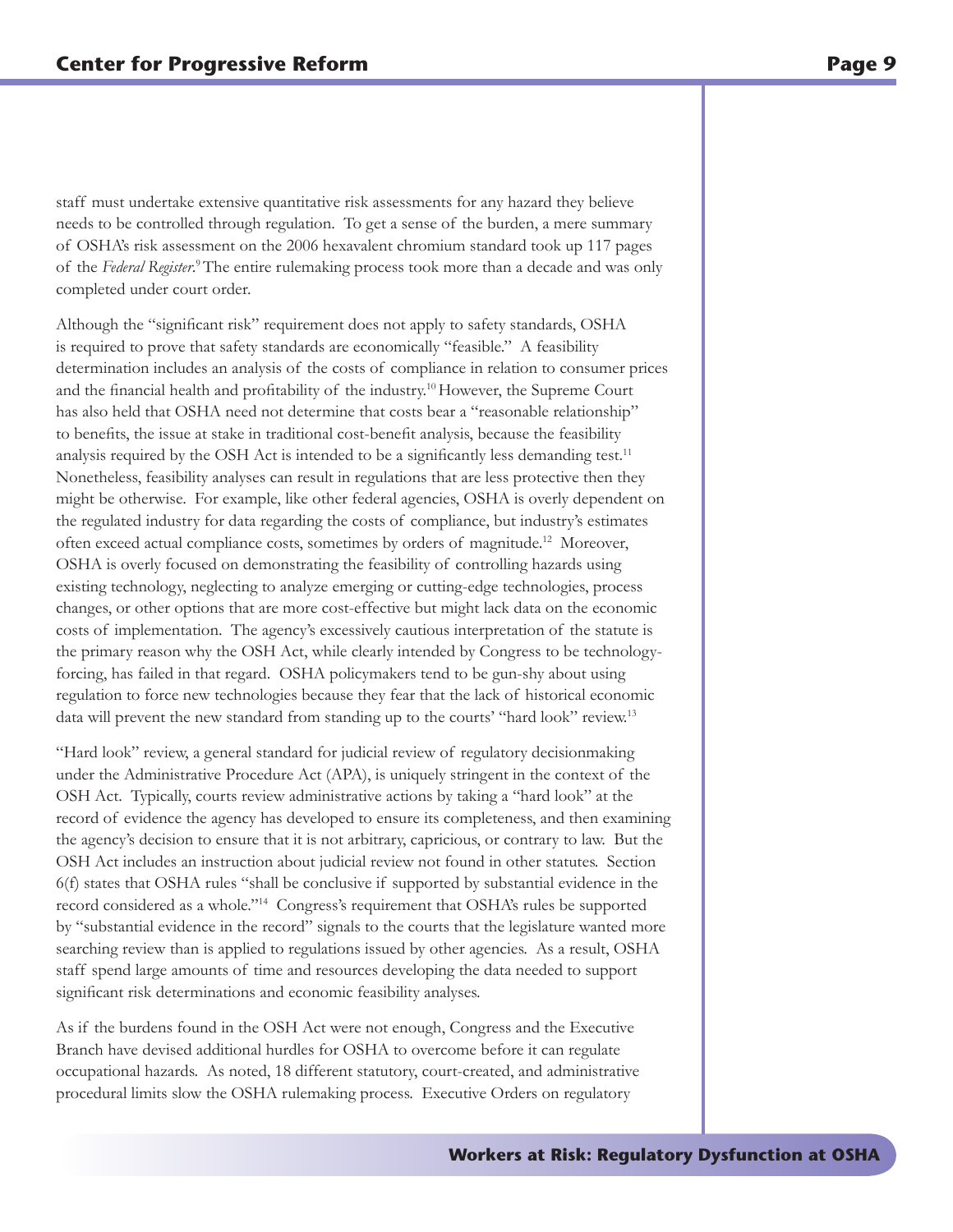staff must undertake extensive quantitative risk assessments for any hazard they believe needs to be controlled through regulation. To get a sense of the burden, a mere summary of OSHA's risk assessment on the 2006 hexavalent chromium standard took up 117 pages of the *Federal Register*.[9] The entire rulemaking process took more than a decade and was only completed under court order.

Although the "significant risk" requirement does not apply to safety standards, OSHA is required to prove that safety standards are economically "feasible." A feasibility determination includes an analysis of the costs of compliance in relation to consumer prices and the financial health and profitability of the industry.[10] However, the Supreme Court has also held that OSHA need not determine that costs bear a "reasonable relationship" to benefits, the issue at stake in traditional cost-benefit analysis, because the feasibility analysis required by the OSH Act is intended to be a significantly less demanding test.[11] Nonetheless, feasibility analyses can result in regulations that are less protective then they might be otherwise. For example, like other federal agencies, OSHA is overly dependent on the regulated industry for data regarding the costs of compliance, but industry's estimates often exceed actual compliance costs, sometimes by orders of magnitude.[12] Moreover, OSHA is overly focused on demonstrating the feasibility of controlling hazards using existing technology, neglecting to analyze emerging or cutting-edge technologies, process changes, or other options that are more cost-effective but might lack data on the economic costs of implementation. The agency's excessively cautious interpretation of the statute is the primary reason why the OSH Act, while clearly intended by Congress to be technology-forcing, has failed in that regard. OSHA policymakers tend to be gun-shy about using regulation to force new technologies because they fear that the lack of historical economic data will prevent the new standard from standing up to the courts' "hard look" review.[13]

"Hard look" review, a general standard for judicial review of regulatory decisionmaking under the Administrative Procedure Act (APA), is uniquely stringent in the context of the OSH Act. Typically, courts review administrative actions by taking a "hard look" at the record of evidence the agency has developed to ensure its completeness, and then examining the agency's decision to ensure that it is not arbitrary, capricious, or contrary to law. But the OSH Act includes an instruction about judicial review not found in other statutes. Section 6(f) states that OSHA rules "shall be conclusive if supported by substantial evidence in the record considered as a whole."[14] Congress's requirement that OSHA's rules be supported by "substantial evidence in the record" signals to the courts that the legislature wanted more searching review than is applied to regulations issued by other agencies. As a result, OSHA staff spend large amounts of time and resources developing the data needed to support significant risk determinations and economic feasibility analyses.

As if the burdens found in the OSH Act were not enough, Congress and the Executive Branch have devised additional hurdles for OSHA to overcome before it can regulate occupational hazards. As noted, 18 different statutory, court-created, and administrative procedural limits slow the OSHA rulemaking process. Executive Orders on regulatory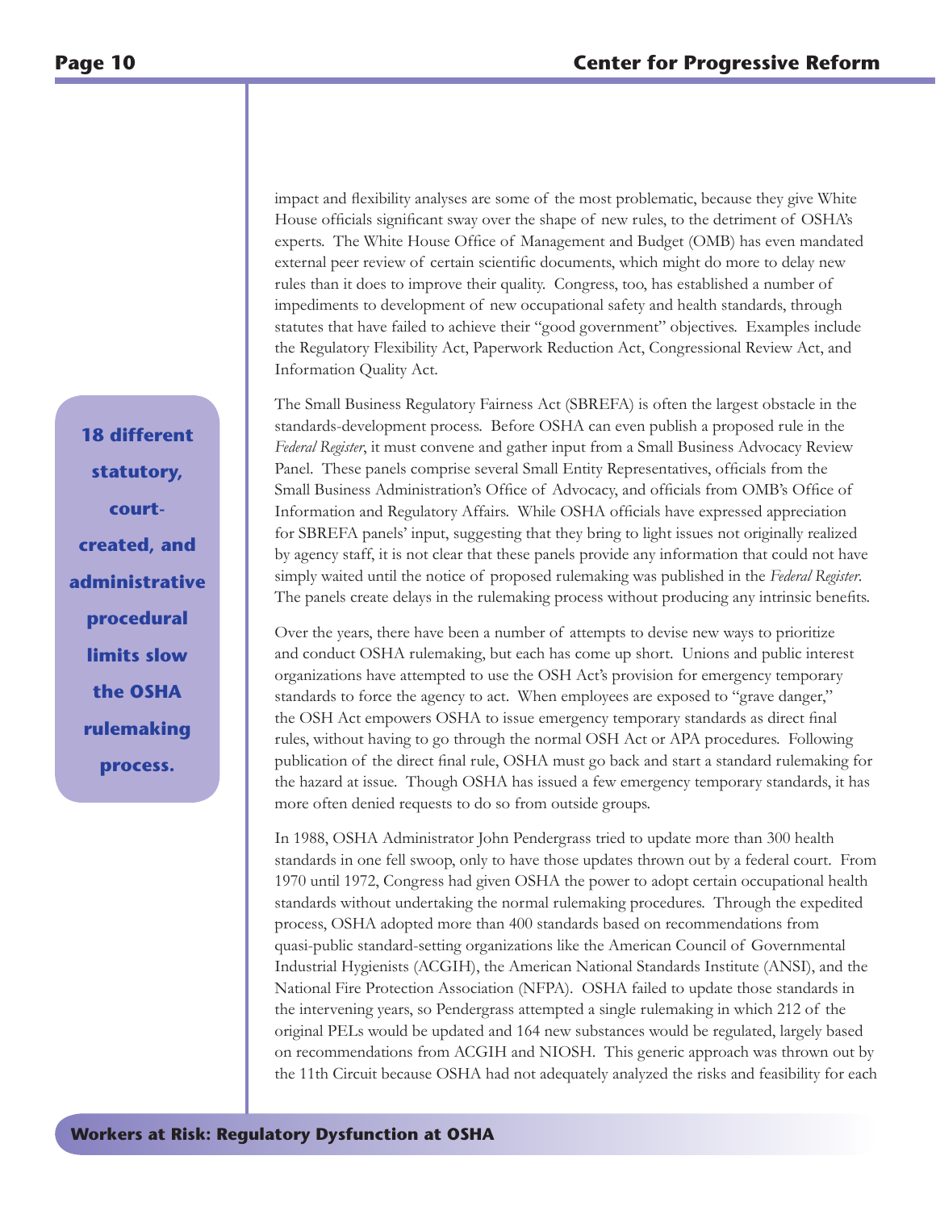impact and flexibility analyses are some of the most problematic, because they give White House officials significant sway over the shape of new rules, to the detriment of OSHA's experts. The White House Office of Management and Budget (OMB) has even mandated external peer review of certain scientific documents, which might do more to delay new rules than it does to improve their quality. Congress, too, has established a number of impediments to development of new occupational safety and health standards, through statutes that have failed to achieve their "good government" objectives. Examples include the Regulatory Flexibility Act, Paperwork Reduction Act, Congressional Review Act, and Information Quality Act.

**18 different statutory, court-created, and administrative procedural limits slow the OSHA rulemaking process.**

The Small Business Regulatory Fairness Act (SBREFA) is often the largest obstacle in the standards-development process. Before OSHA can even publish a proposed rule in the *Federal Register*, it must convene and gather input from a Small Business Advocacy Review Panel. These panels comprise several Small Entity Representatives, officials from the Small Business Administration's Office of Advocacy, and officials from OMB's Office of Information and Regulatory Affairs. While OSHA officials have expressed appreciation for SBREFA panels' input, suggesting that they bring to light issues not originally realized by agency staff, it is not clear that these panels provide any information that could not have simply waited until the notice of proposed rulemaking was published in the *Federal Register*. The panels create delays in the rulemaking process without producing any intrinsic benefits.

Over the years, there have been a number of attempts to devise new ways to prioritize and conduct OSHA rulemaking, but each has come up short. Unions and public interest organizations have attempted to use the OSH Act's provision for emergency temporary standards to force the agency to act. When employees are exposed to "grave danger," the OSH Act empowers OSHA to issue emergency temporary standards as direct final rules, without having to go through the normal OSH Act or APA procedures. Following publication of the direct final rule, OSHA must go back and start a standard rulemaking for the hazard at issue. Though OSHA has issued a few emergency temporary standards, it has more often denied requests to do so from outside groups.

In 1988, OSHA Administrator John Pendergrass tried to update more than 300 health standards in one fell swoop, only to have those updates thrown out by a federal court. From 1970 until 1972, Congress had given OSHA the power to adopt certain occupational health standards without undertaking the normal rulemaking procedures. Through the expedited process, OSHA adopted more than 400 standards based on recommendations from quasi-public standard-setting organizations like the American Council of Governmental Industrial Hygienists (ACGIH), the American National Standards Institute (ANSI), and the National Fire Protection Association (NFPA). OSHA failed to update those standards in the intervening years, so Pendergrass attempted a single rulemaking in which 212 of the original PELs would be updated and 164 new substances would be regulated, largely based on recommendations from ACGIH and NIOSH. This generic approach was thrown out by the 11th Circuit because OSHA had not adequately analyzed the risks and feasibility for each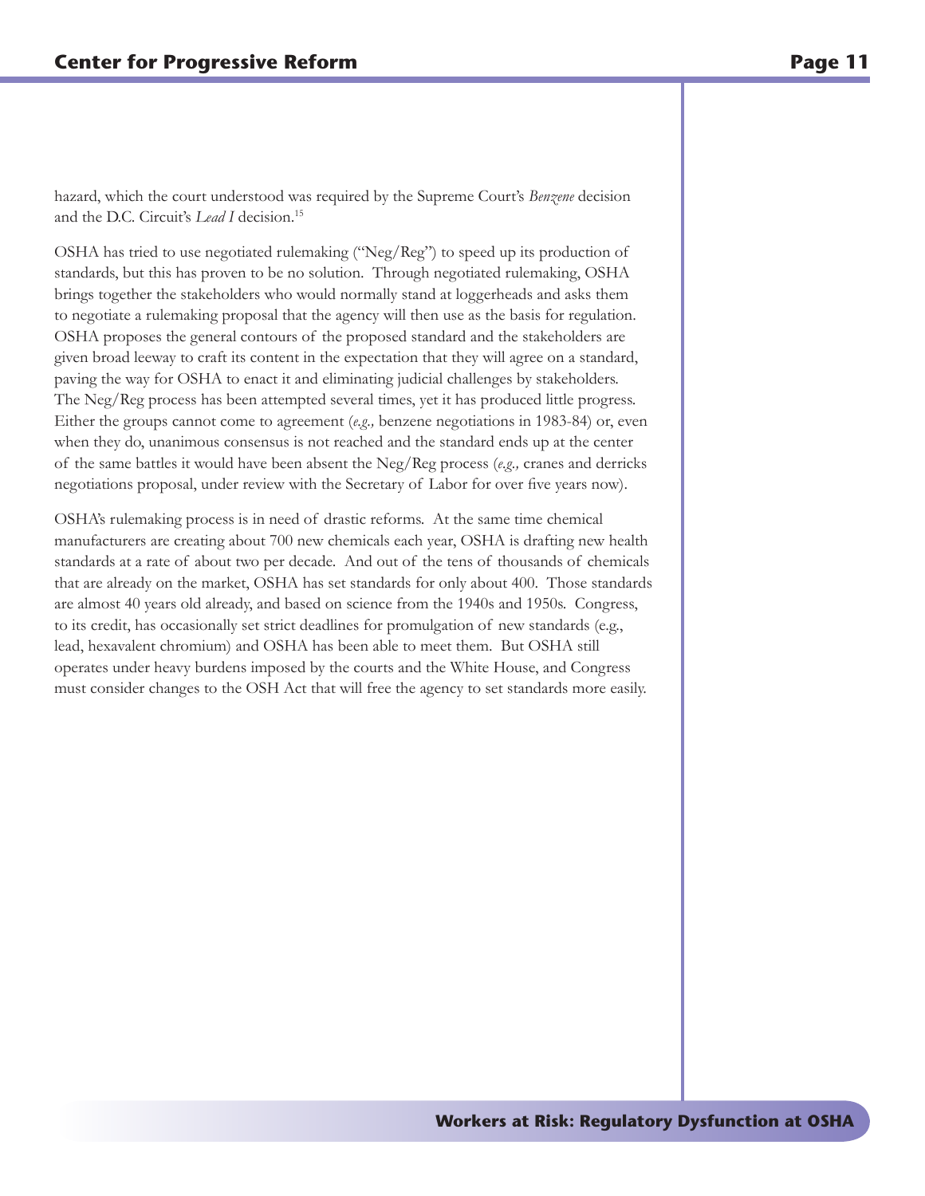hazard, which the court understood was required by the Supreme Court's *Benzene* decision and the D.C. Circuit's *Lead I* decision.[15]

OSHA has tried to use negotiated rulemaking ("Neg/Reg") to speed up its production of standards, but this has proven to be no solution. Through negotiated rulemaking, OSHA brings together the stakeholders who would normally stand at loggerheads and asks them to negotiate a rulemaking proposal that the agency will then use as the basis for regulation. OSHA proposes the general contours of the proposed standard and the stakeholders are given broad leeway to craft its content in the expectation that they will agree on a standard, paving the way for OSHA to enact it and eliminating judicial challenges by stakeholders. The Neg/Reg process has been attempted several times, yet it has produced little progress. Either the groups cannot come to agreement (*e.g.,* benzene negotiations in 1983-84) or, even when they do, unanimous consensus is not reached and the standard ends up at the center of the same battles it would have been absent the Neg/Reg process (*e.g.,* cranes and derricks negotiations proposal, under review with the Secretary of Labor for over five years now).

OSHA's rulemaking process is in need of drastic reforms. At the same time chemical manufacturers are creating about 700 new chemicals each year, OSHA is drafting new health standards at a rate of about two per decade. And out of the tens of thousands of chemicals that are already on the market, OSHA has set standards for only about 400. Those standards are almost 40 years old already, and based on science from the 1940s and 1950s. Congress, to its credit, has occasionally set strict deadlines for promulgation of new standards (e.g., lead, hexavalent chromium) and OSHA has been able to meet them. But OSHA still operates under heavy burdens imposed by the courts and the White House, and Congress must consider changes to the OSH Act that will free the agency to set standards more easily.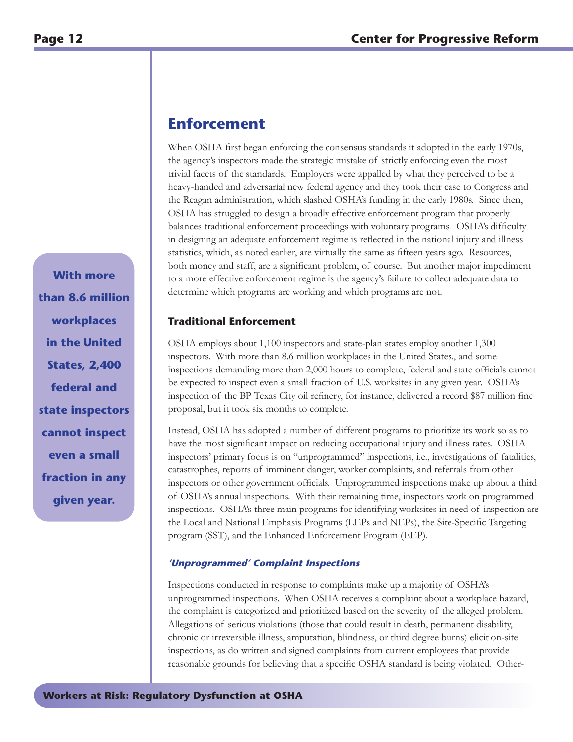## Enforcement

When OSHA first began enforcing the consensus standards it adopted in the early 1970s, the agency's inspectors made the strategic mistake of strictly enforcing even the most trivial facets of the standards. Employers were appalled by what they perceived to be a heavy-handed and adversarial new federal agency and they took their case to Congress and the Reagan administration, which slashed OSHA's funding in the early 1980s. Since then, OSHA has struggled to design a broadly effective enforcement program that properly balances traditional enforcement proceedings with voluntary programs. OSHA's difficulty in designing an adequate enforcement regime is reflected in the national injury and illness statistics, which, as noted earlier, are virtually the same as fifteen years ago. Resources, both money and staff, are a significant problem, of course. But another major impediment to a more effective enforcement regime is the agency's failure to collect adequate data to determine which programs are working and which programs are not.

**With more than 8.6 million workplaces in the United States, 2,400 federal and state inspectors cannot inspect even a small fraction in any given year.**

### Traditional Enforcement

OSHA employs about 1,100 inspectors and state-plan states employ another 1,300 inspectors. With more than 8.6 million workplaces in the United States., and some inspections demanding more than 2,000 hours to complete, federal and state officials cannot be expected to inspect even a small fraction of U.S. worksites in any given year. OSHA's inspection of the BP Texas City oil refinery, for instance, delivered a record $87 million fine proposal, but it took six months to complete.

Instead, OSHA has adopted a number of different programs to prioritize its work so as to have the most significant impact on reducing occupational injury and illness rates. OSHA inspectors' primary focus is on "unprogrammed" inspections, i.e., investigations of fatalities, catastrophes, reports of imminent danger, worker complaints, and referrals from other inspectors or other government officials. Unprogrammed inspections make up about a third of OSHA's annual inspections. With their remaining time, inspectors work on programmed inspections. OSHA's three main programs for identifying worksites in need of inspection are the Local and National Emphasis Programs (LEPs and NEPs), the Site-Specific Targeting program (SST), and the Enhanced Enforcement Program (EEP).

#### *'Unprogrammed' Complaint Inspections*

Inspections conducted in response to complaints make up a majority of OSHA's unprogrammed inspections. When OSHA receives a complaint about a workplace hazard, the complaint is categorized and prioritized based on the severity of the alleged problem. Allegations of serious violations (those that could result in death, permanent disability, chronic or irreversible illness, amputation, blindness, or third degree burns) elicit on-site inspections, as do written and signed complaints from current employees that provide reasonable grounds for believing that a specific OSHA standard is being violated. Other-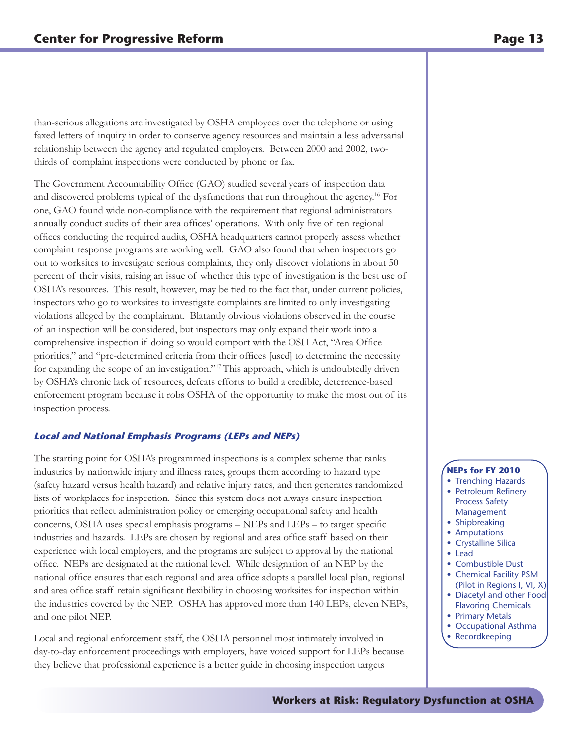than-serious allegations are investigated by OSHA employees over the telephone or using faxed letters of inquiry in order to conserve agency resources and maintain a less adversarial relationship between the agency and regulated employers. Between 2000 and 2002, two-thirds of complaint inspections were conducted by phone or fax.

The Government Accountability Office (GAO) studied several years of inspection data and discovered problems typical of the dysfunctions that run throughout the agency.[16] For one, GAO found wide non-compliance with the requirement that regional administrators annually conduct audits of their area offices' operations. With only five of ten regional offices conducting the required audits, OSHA headquarters cannot properly assess whether complaint response programs are working well. GAO also found that when inspectors go out to worksites to investigate serious complaints, they only discover violations in about 50 percent of their visits, raising an issue of whether this type of investigation is the best use of OSHA's resources. This result, however, may be tied to the fact that, under current policies, inspectors who go to worksites to investigate complaints are limited to only investigating violations alleged by the complainant. Blatantly obvious violations observed in the course of an inspection will be considered, but inspectors may only expand their work into a comprehensive inspection if doing so would comport with the OSH Act, "Area Office priorities," and "pre-determined criteria from their offices [used] to determine the necessity for expanding the scope of an investigation."[17] This approach, which is undoubtedly driven by OSHA's chronic lack of resources, defeats efforts to build a credible, deterrence-based enforcement program because it robs OSHA of the opportunity to make the most out of its inspection process.

### *Local and National Emphasis Programs (LEPs and NEPs)*

The starting point for OSHA's programmed inspections is a complex scheme that ranks industries by nationwide injury and illness rates, groups them according to hazard type (safety hazard versus health hazard) and relative injury rates, and then generates randomized lists of workplaces for inspection. Since this system does not always ensure inspection priorities that reflect administration policy or emerging occupational safety and health concerns, OSHA uses special emphasis programs – NEPs and LEPs – to target specific industries and hazards. LEPs are chosen by regional and area office staff based on their experience with local employers, and the programs are subject to approval by the national office. NEPs are designated at the national level. While designation of an NEP by the national office ensures that each regional and area office adopts a parallel local plan, regional and area office staff retain significant flexibility in choosing worksites for inspection within the industries covered by the NEP. OSHA has approved more than 140 LEPs, eleven NEPs, and one pilot NEP.

Local and regional enforcement staff, the OSHA personnel most intimately involved in day-to-day enforcement proceedings with employers, have voiced support for LEPs because they believe that professional experience is a better guide in choosing inspection targets

**NEPs for FY 2010**

- Trenching Hazards
- Petroleum Refinery Process Safety Management
- Shipbreaking
- Amputations
- Crystalline Silica
- Lead
- Combustible Dust
- Chemical Facility PSM (Pilot in Regions I, VI, X)
- Diacetyl and other Food Flavoring Chemicals
- Primary Metals
- Occupational Asthma
- Recordkeeping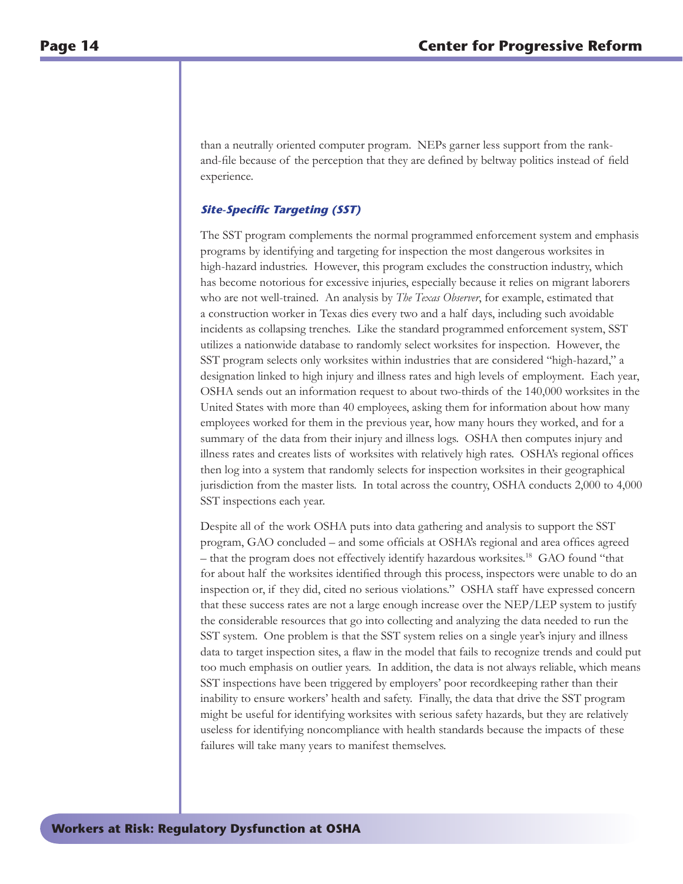than a neutrally oriented computer program. NEPs garner less support from the rank-and-file because of the perception that they are defined by beltway politics instead of field experience.

### *Site-Specific Targeting (SST)*

The SST program complements the normal programmed enforcement system and emphasis programs by identifying and targeting for inspection the most dangerous worksites in high-hazard industries. However, this program excludes the construction industry, which has become notorious for excessive injuries, especially because it relies on migrant laborers who are not well-trained. An analysis by *The Texas Observer*, for example, estimated that a construction worker in Texas dies every two and a half days, including such avoidable incidents as collapsing trenches. Like the standard programmed enforcement system, SST utilizes a nationwide database to randomly select worksites for inspection. However, the SST program selects only worksites within industries that are considered "high-hazard," a designation linked to high injury and illness rates and high levels of employment. Each year, OSHA sends out an information request to about two-thirds of the 140,000 worksites in the United States with more than 40 employees, asking them for information about how many employees worked for them in the previous year, how many hours they worked, and for a summary of the data from their injury and illness logs. OSHA then computes injury and illness rates and creates lists of worksites with relatively high rates. OSHA's regional offices then log into a system that randomly selects for inspection worksites in their geographical jurisdiction from the master lists. In total across the country, OSHA conducts 2,000 to 4,000 SST inspections each year.

Despite all of the work OSHA puts into data gathering and analysis to support the SST program, GAO concluded – and some officials at OSHA's regional and area offices agreed – that the program does not effectively identify hazardous worksites.[18] GAO found "that for about half the worksites identified through this process, inspectors were unable to do an inspection or, if they did, cited no serious violations." OSHA staff have expressed concern that these success rates are not a large enough increase over the NEP/LEP system to justify the considerable resources that go into collecting and analyzing the data needed to run the SST system. One problem is that the SST system relies on a single year's injury and illness data to target inspection sites, a flaw in the model that fails to recognize trends and could put too much emphasis on outlier years. In addition, the data is not always reliable, which means SST inspections have been triggered by employers' poor recordkeeping rather than their inability to ensure workers' health and safety. Finally, the data that drive the SST program might be useful for identifying worksites with serious safety hazards, but they are relatively useless for identifying noncompliance with health standards because the impacts of these failures will take many years to manifest themselves.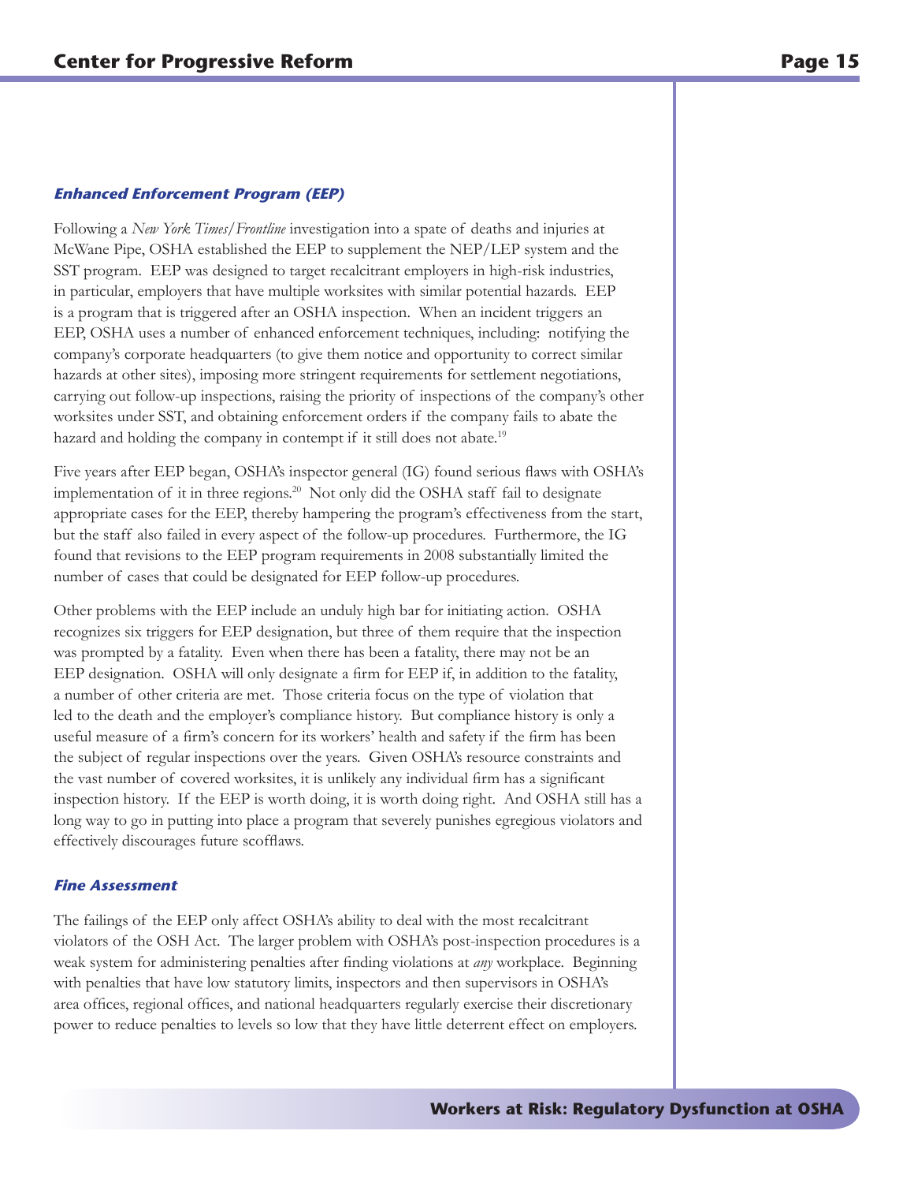### *Enhanced Enforcement Program (EEP)*

Following a *New York Times/Frontline* investigation into a spate of deaths and injuries at McWane Pipe, OSHA established the EEP to supplement the NEP/LEP system and the SST program. EEP was designed to target recalcitrant employers in high-risk industries, in particular, employers that have multiple worksites with similar potential hazards. EEP is a program that is triggered after an OSHA inspection. When an incident triggers an EEP, OSHA uses a number of enhanced enforcement techniques, including: notifying the company's corporate headquarters (to give them notice and opportunity to correct similar hazards at other sites), imposing more stringent requirements for settlement negotiations, carrying out follow-up inspections, raising the priority of inspections of the company's other worksites under SST, and obtaining enforcement orders if the company fails to abate the hazard and holding the company in contempt if it still does not abate.[19]

Five years after EEP began, OSHA's inspector general (IG) found serious flaws with OSHA's implementation of it in three regions.[20] Not only did the OSHA staff fail to designate appropriate cases for the EEP, thereby hampering the program's effectiveness from the start, but the staff also failed in every aspect of the follow-up procedures. Furthermore, the IG found that revisions to the EEP program requirements in 2008 substantially limited the number of cases that could be designated for EEP follow-up procedures.

Other problems with the EEP include an unduly high bar for initiating action. OSHA recognizes six triggers for EEP designation, but three of them require that the inspection was prompted by a fatality. Even when there has been a fatality, there may not be an EEP designation. OSHA will only designate a firm for EEP if, in addition to the fatality, a number of other criteria are met. Those criteria focus on the type of violation that led to the death and the employer's compliance history. But compliance history is only a useful measure of a firm's concern for its workers' health and safety if the firm has been the subject of regular inspections over the years. Given OSHA's resource constraints and the vast number of covered worksites, it is unlikely any individual firm has a significant inspection history. If the EEP is worth doing, it is worth doing right. And OSHA still has a long way to go in putting into place a program that severely punishes egregious violators and effectively discourages future scofflaws.

### *Fine Assessment*

The failings of the EEP only affect OSHA's ability to deal with the most recalcitrant violators of the OSH Act. The larger problem with OSHA's post-inspection procedures is a weak system for administering penalties after finding violations at *any* workplace. Beginning with penalties that have low statutory limits, inspectors and then supervisors in OSHA's area offices, regional offices, and national headquarters regularly exercise their discretionary power to reduce penalties to levels so low that they have little deterrent effect on employers.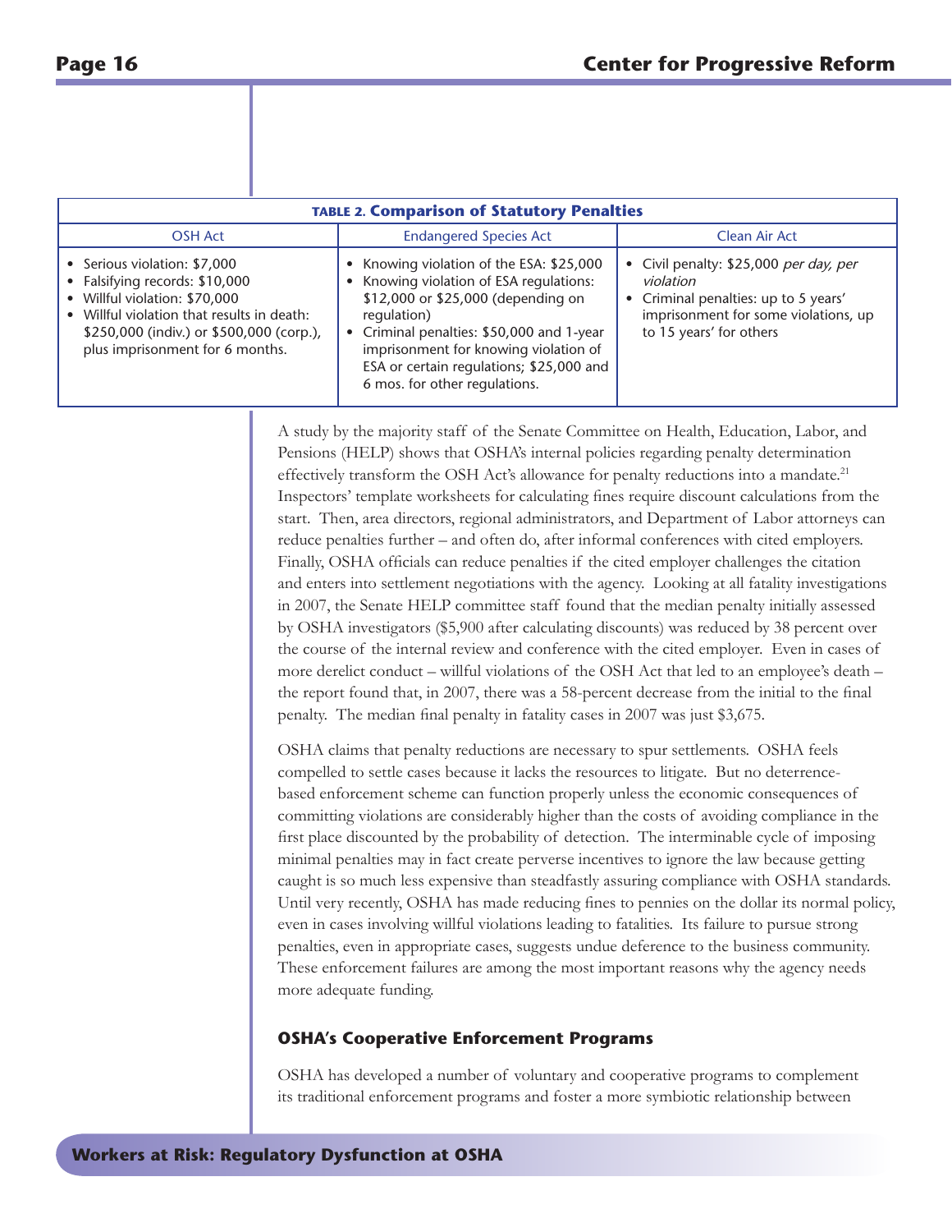**TABLE 2. Comparison of Statutory Penalties**

| OSH Act | Endangered Species Act | Clean Air Act |
|---|---|---|
| • Serious violation: $7,000<br>• Falsifying records: $10,000<br>• Willful violation: $70,000<br>• Willful violation that results in death: $250,000 (indiv.) or $500,000 (corp.), plus imprisonment for 6 months. | • Knowing violation of the ESA: $25,000<br>• Knowing violation of ESA regulations: $12,000 or $25,000 (depending on regulation)<br>• Criminal penalties: $50,000 and 1-year imprisonment for knowing violation of ESA or certain regulations; $25,000 and 6 mos. for other regulations. | • Civil penalty: $25,000 *per day, per violation*<br>• Criminal penalties: up to 5 years' imprisonment for some violations, up to 15 years' for others |

A study by the majority staff of the Senate Committee on Health, Education, Labor, and Pensions (HELP) shows that OSHA's internal policies regarding penalty determination effectively transform the OSH Act's allowance for penalty reductions into a mandate.[21] Inspectors' template worksheets for calculating fines require discount calculations from the start. Then, area directors, regional administrators, and Department of Labor attorneys can reduce penalties further – and often do, after informal conferences with cited employers. Finally, OSHA officials can reduce penalties if the cited employer challenges the citation and enters into settlement negotiations with the agency. Looking at all fatality investigations in 2007, the Senate HELP committee staff found that the median penalty initially assessed by OSHA investigators ($5,900 after calculating discounts) was reduced by 38 percent over the course of the internal review and conference with the cited employer. Even in cases of more derelict conduct – willful violations of the OSH Act that led to an employee's death – the report found that, in 2007, there was a 58-percent decrease from the initial to the final penalty. The median final penalty in fatality cases in 2007 was just $3,675.

OSHA claims that penalty reductions are necessary to spur settlements. OSHA feels compelled to settle cases because it lacks the resources to litigate. But no deterrence-based enforcement scheme can function properly unless the economic consequences of committing violations are considerably higher than the costs of avoiding compliance in the first place discounted by the probability of detection. The interminable cycle of imposing minimal penalties may in fact create perverse incentives to ignore the law because getting caught is so much less expensive than steadfastly assuring compliance with OSHA standards. Until very recently, OSHA has made reducing fines to pennies on the dollar its normal policy, even in cases involving willful violations leading to fatalities. Its failure to pursue strong penalties, even in appropriate cases, suggests undue deference to the business community. These enforcement failures are among the most important reasons why the agency needs more adequate funding.

### OSHA's Cooperative Enforcement Programs

OSHA has developed a number of voluntary and cooperative programs to complement its traditional enforcement programs and foster a more symbiotic relationship between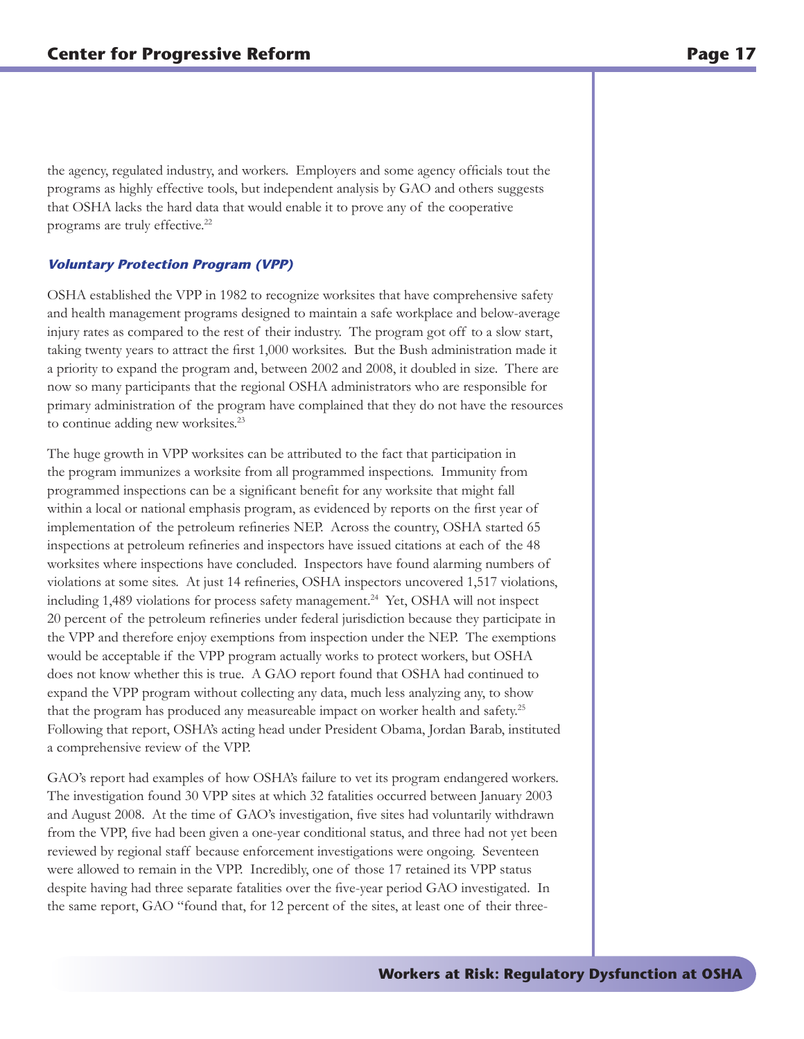the agency, regulated industry, and workers. Employers and some agency officials tout the programs as highly effective tools, but independent analysis by GAO and others suggests that OSHA lacks the hard data that would enable it to prove any of the cooperative programs are truly effective.[22]

### *Voluntary Protection Program (VPP)*

OSHA established the VPP in 1982 to recognize worksites that have comprehensive safety and health management programs designed to maintain a safe workplace and below-average injury rates as compared to the rest of their industry. The program got off to a slow start, taking twenty years to attract the first 1,000 worksites. But the Bush administration made it a priority to expand the program and, between 2002 and 2008, it doubled in size. There are now so many participants that the regional OSHA administrators who are responsible for primary administration of the program have complained that they do not have the resources to continue adding new worksites.[23]

The huge growth in VPP worksites can be attributed to the fact that participation in the program immunizes a worksite from all programmed inspections. Immunity from programmed inspections can be a significant benefit for any worksite that might fall within a local or national emphasis program, as evidenced by reports on the first year of implementation of the petroleum refineries NEP. Across the country, OSHA started 65 inspections at petroleum refineries and inspectors have issued citations at each of the 48 worksites where inspections have concluded. Inspectors have found alarming numbers of violations at some sites. At just 14 refineries, OSHA inspectors uncovered 1,517 violations, including 1,489 violations for process safety management.[24] Yet, OSHA will not inspect 20 percent of the petroleum refineries under federal jurisdiction because they participate in the VPP and therefore enjoy exemptions from inspection under the NEP. The exemptions would be acceptable if the VPP program actually works to protect workers, but OSHA does not know whether this is true. A GAO report found that OSHA had continued to expand the VPP program without collecting any data, much less analyzing any, to show that the program has produced any measureable impact on worker health and safety.[25] Following that report, OSHA's acting head under President Obama, Jordan Barab, instituted a comprehensive review of the VPP.

GAO's report had examples of how OSHA's failure to vet its program endangered workers. The investigation found 30 VPP sites at which 32 fatalities occurred between January 2003 and August 2008. At the time of GAO's investigation, five sites had voluntarily withdrawn from the VPP, five had been given a one-year conditional status, and three had not yet been reviewed by regional staff because enforcement investigations were ongoing. Seventeen were allowed to remain in the VPP. Incredibly, one of those 17 retained its VPP status despite having had three separate fatalities over the five-year period GAO investigated. In the same report, GAO "found that, for 12 percent of the sites, at least one of their three-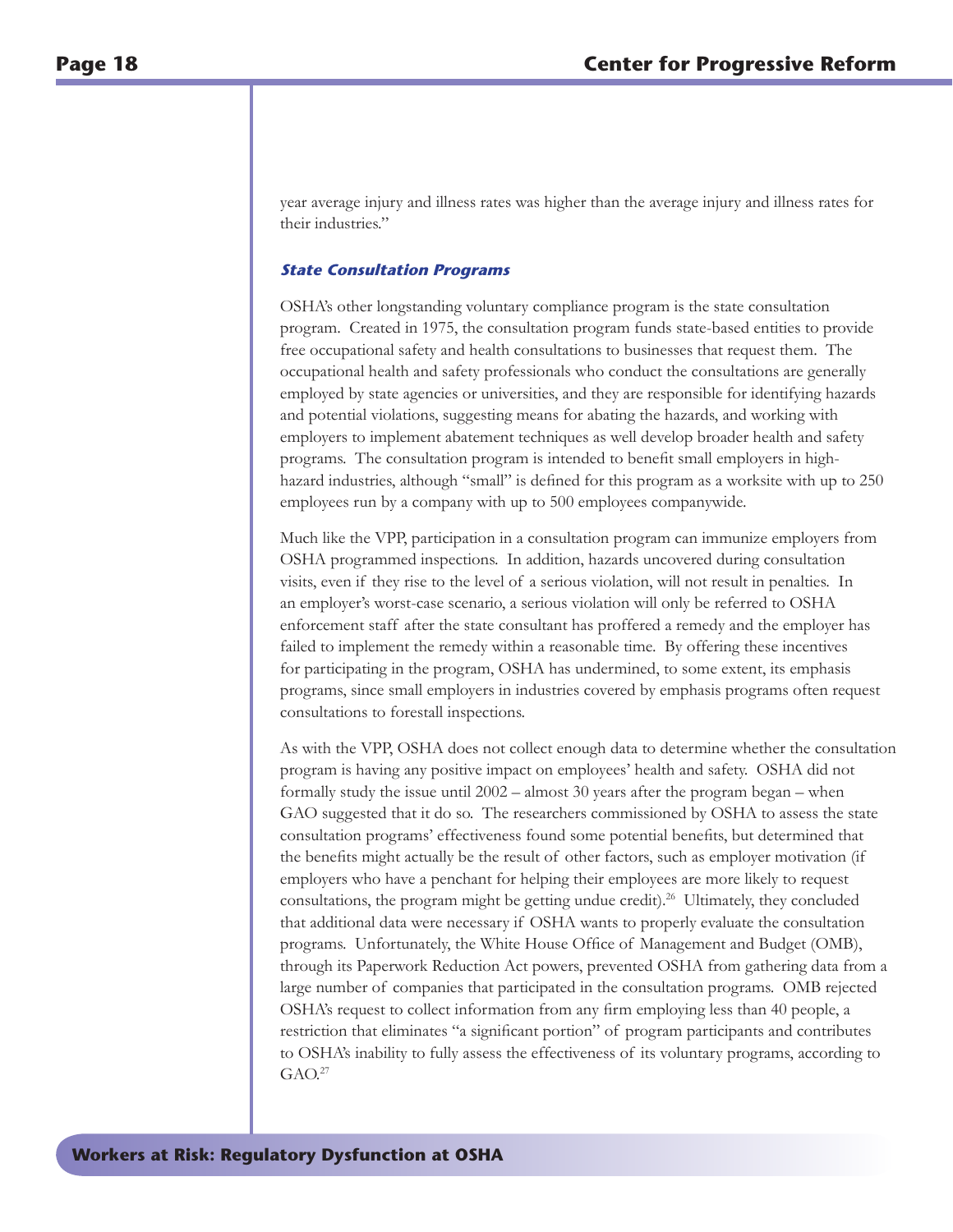year average injury and illness rates was higher than the average injury and illness rates for their industries."

### *State Consultation Programs*

OSHA's other longstanding voluntary compliance program is the state consultation program. Created in 1975, the consultation program funds state-based entities to provide free occupational safety and health consultations to businesses that request them. The occupational health and safety professionals who conduct the consultations are generally employed by state agencies or universities, and they are responsible for identifying hazards and potential violations, suggesting means for abating the hazards, and working with employers to implement abatement techniques as well develop broader health and safety programs. The consultation program is intended to benefit small employers in high-hazard industries, although "small" is defined for this program as a worksite with up to 250 employees run by a company with up to 500 employees companywide.

Much like the VPP, participation in a consultation program can immunize employers from OSHA programmed inspections. In addition, hazards uncovered during consultation visits, even if they rise to the level of a serious violation, will not result in penalties. In an employer's worst-case scenario, a serious violation will only be referred to OSHA enforcement staff after the state consultant has proffered a remedy and the employer has failed to implement the remedy within a reasonable time. By offering these incentives for participating in the program, OSHA has undermined, to some extent, its emphasis programs, since small employers in industries covered by emphasis programs often request consultations to forestall inspections.

As with the VPP, OSHA does not collect enough data to determine whether the consultation program is having any positive impact on employees' health and safety. OSHA did not formally study the issue until 2002 – almost 30 years after the program began – when GAO suggested that it do so. The researchers commissioned by OSHA to assess the state consultation programs' effectiveness found some potential benefits, but determined that the benefits might actually be the result of other factors, such as employer motivation (if employers who have a penchant for helping their employees are more likely to request consultations, the program might be getting undue credit).[26] Ultimately, they concluded that additional data were necessary if OSHA wants to properly evaluate the consultation programs. Unfortunately, the White House Office of Management and Budget (OMB), through its Paperwork Reduction Act powers, prevented OSHA from gathering data from a large number of companies that participated in the consultation programs. OMB rejected OSHA's request to collect information from any firm employing less than 40 people, a restriction that eliminates "a significant portion" of program participants and contributes to OSHA's inability to fully assess the effectiveness of its voluntary programs, according to GAO.[27]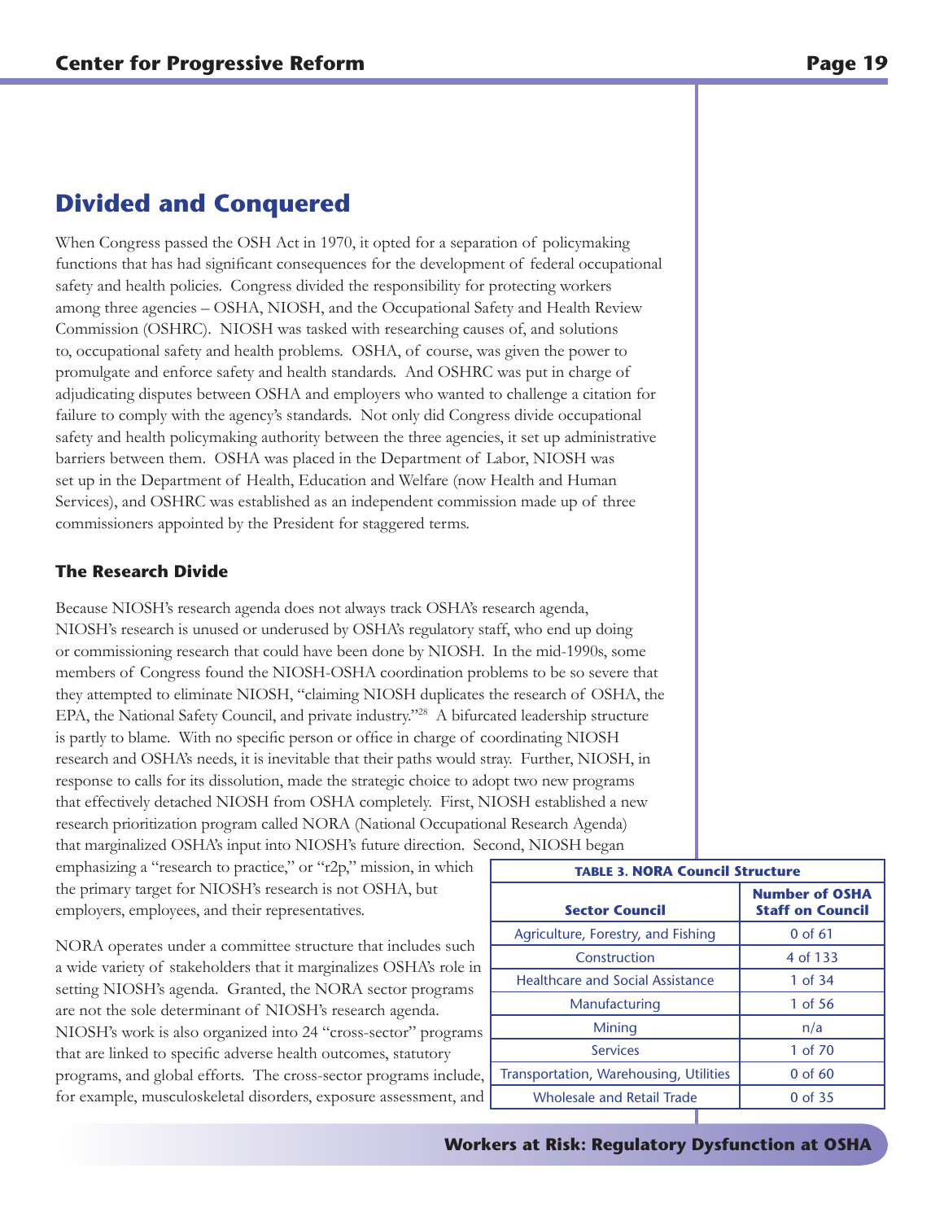## Divided and Conquered

When Congress passed the OSH Act in 1970, it opted for a separation of policymaking functions that has had significant consequences for the development of federal occupational safety and health policies. Congress divided the responsibility for protecting workers among three agencies – OSHA, NIOSH, and the Occupational Safety and Health Review Commission (OSHRC). NIOSH was tasked with researching causes of, and solutions to, occupational safety and health problems. OSHA, of course, was given the power to promulgate and enforce safety and health standards. And OSHRC was put in charge of adjudicating disputes between OSHA and employers who wanted to challenge a citation for failure to comply with the agency's standards. Not only did Congress divide occupational safety and health policymaking authority between the three agencies, it set up administrative barriers between them. OSHA was placed in the Department of Labor, NIOSH was set up in the Department of Health, Education and Welfare (now Health and Human Services), and OSHRC was established as an independent commission made up of three commissioners appointed by the President for staggered terms.

### The Research Divide

Because NIOSH's research agenda does not always track OSHA's research agenda, NIOSH's research is unused or underused by OSHA's regulatory staff, who end up doing or commissioning research that could have been done by NIOSH. In the mid-1990s, some members of Congress found the NIOSH-OSHA coordination problems to be so severe that they attempted to eliminate NIOSH, "claiming NIOSH duplicates the research of OSHA, the EPA, the National Safety Council, and private industry."[28] A bifurcated leadership structure is partly to blame. With no specific person or office in charge of coordinating NIOSH research and OSHA's needs, it is inevitable that their paths would stray. Further, NIOSH, in response to calls for its dissolution, made the strategic choice to adopt two new programs that effectively detached NIOSH from OSHA completely. First, NIOSH established a new research prioritization program called NORA (National Occupational Research Agenda) that marginalized OSHA's input into NIOSH's future direction. Second, NIOSH began emphasizing a "research to practice," or "r2p," mission, in which the primary target for NIOSH's research is not OSHA, but employers, employees, and their representatives.

NORA operates under a committee structure that includes such a wide variety of stakeholders that it marginalizes OSHA's role in setting NIOSH's agenda. Granted, the NORA sector programs are not the sole determinant of NIOSH's research agenda. NIOSH's work is also organized into 24 "cross-sector" programs that are linked to specific adverse health outcomes, statutory programs, and global efforts. The cross-sector programs include, for example, musculoskeletal disorders, exposure assessment, and

**TABLE 3. NORA Council Structure**

| Sector Council | Number of OSHA Staff on Council |
|---|---|
| Agriculture, Forestry, and Fishing | 0 of 61 |
| Construction | 4 of 133 |
| Healthcare and Social Assistance | 1 of 34 |
| Manufacturing | 1 of 56 |
| Mining | n/a |
| Services | 1 of 70 |
| Transportation, Warehousing, Utilities | 0 of 60 |
| Wholesale and Retail Trade | 0 of 35 |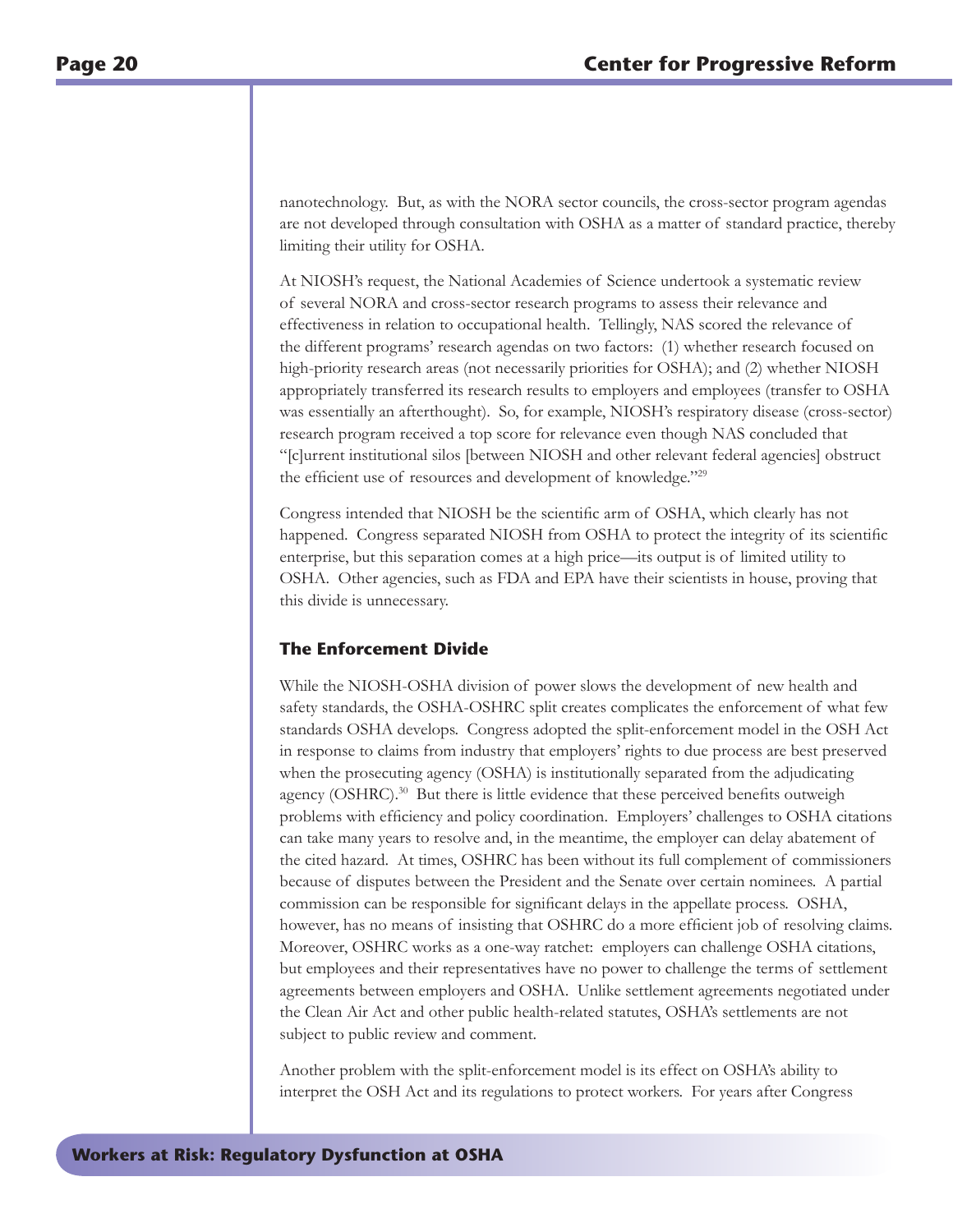nanotechnology. But, as with the NORA sector councils, the cross-sector program agendas are not developed through consultation with OSHA as a matter of standard practice, thereby limiting their utility for OSHA.

At NIOSH's request, the National Academies of Science undertook a systematic review of several NORA and cross-sector research programs to assess their relevance and effectiveness in relation to occupational health. Tellingly, NAS scored the relevance of the different programs' research agendas on two factors: (1) whether research focused on high-priority research areas (not necessarily priorities for OSHA); and (2) whether NIOSH appropriately transferred its research results to employers and employees (transfer to OSHA was essentially an afterthought). So, for example, NIOSH's respiratory disease (cross-sector) research program received a top score for relevance even though NAS concluded that "[c]urrent institutional silos [between NIOSH and other relevant federal agencies] obstruct the efficient use of resources and development of knowledge."[29]

Congress intended that NIOSH be the scientific arm of OSHA, which clearly has not happened. Congress separated NIOSH from OSHA to protect the integrity of its scientific enterprise, but this separation comes at a high price—its output is of limited utility to OSHA. Other agencies, such as FDA and EPA have their scientists in house, proving that this divide is unnecessary.

### The Enforcement Divide

While the NIOSH-OSHA division of power slows the development of new health and safety standards, the OSHA-OSHRC split creates complicates the enforcement of what few standards OSHA develops. Congress adopted the split-enforcement model in the OSH Act in response to claims from industry that employers' rights to due process are best preserved when the prosecuting agency (OSHA) is institutionally separated from the adjudicating agency (OSHRC).[30] But there is little evidence that these perceived benefits outweigh problems with efficiency and policy coordination. Employers' challenges to OSHA citations can take many years to resolve and, in the meantime, the employer can delay abatement of the cited hazard. At times, OSHRC has been without its full complement of commissioners because of disputes between the President and the Senate over certain nominees. A partial commission can be responsible for significant delays in the appellate process. OSHA, however, has no means of insisting that OSHRC do a more efficient job of resolving claims. Moreover, OSHRC works as a one-way ratchet: employers can challenge OSHA citations, but employees and their representatives have no power to challenge the terms of settlement agreements between employers and OSHA. Unlike settlement agreements negotiated under the Clean Air Act and other public health-related statutes, OSHA's settlements are not subject to public review and comment.

Another problem with the split-enforcement model is its effect on OSHA's ability to interpret the OSH Act and its regulations to protect workers. For years after Congress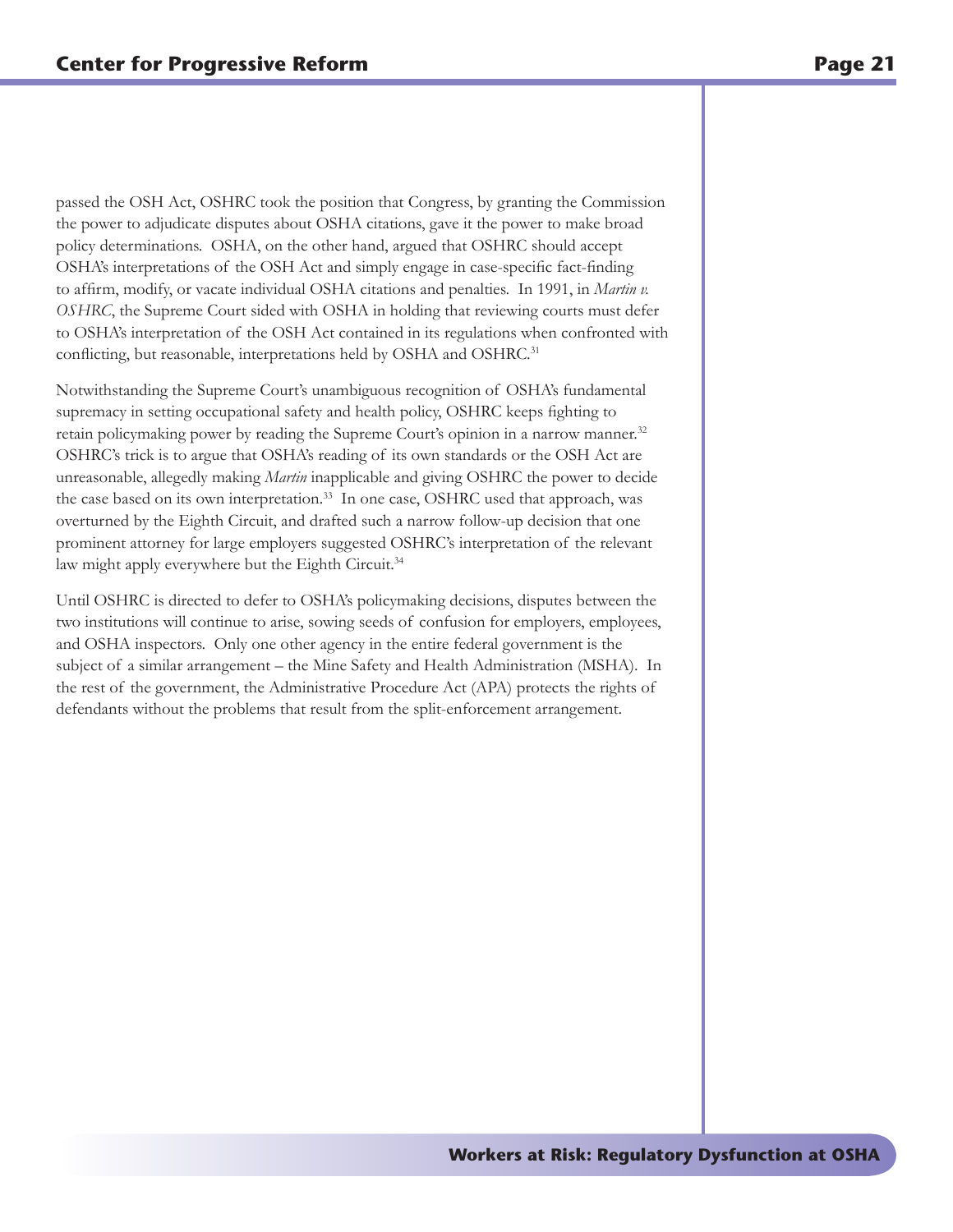passed the OSH Act, OSHRC took the position that Congress, by granting the Commission the power to adjudicate disputes about OSHA citations, gave it the power to make broad policy determinations. OSHA, on the other hand, argued that OSHRC should accept OSHA's interpretations of the OSH Act and simply engage in case-specific fact-finding to affirm, modify, or vacate individual OSHA citations and penalties. In 1991, in *Martin v. OSHRC*, the Supreme Court sided with OSHA in holding that reviewing courts must defer to OSHA's interpretation of the OSH Act contained in its regulations when confronted with conflicting, but reasonable, interpretations held by OSHA and OSHRC.[31]

Notwithstanding the Supreme Court's unambiguous recognition of OSHA's fundamental supremacy in setting occupational safety and health policy, OSHRC keeps fighting to retain policymaking power by reading the Supreme Court's opinion in a narrow manner.[32] OSHRC's trick is to argue that OSHA's reading of its own standards or the OSH Act are unreasonable, allegedly making *Martin* inapplicable and giving OSHRC the power to decide the case based on its own interpretation.[33] In one case, OSHRC used that approach, was overturned by the Eighth Circuit, and drafted such a narrow follow-up decision that one prominent attorney for large employers suggested OSHRC's interpretation of the relevant law might apply everywhere but the Eighth Circuit.[34]

Until OSHRC is directed to defer to OSHA's policymaking decisions, disputes between the two institutions will continue to arise, sowing seeds of confusion for employers, employees, and OSHA inspectors. Only one other agency in the entire federal government is the subject of a similar arrangement – the Mine Safety and Health Administration (MSHA). In the rest of the government, the Administrative Procedure Act (APA) protects the rights of defendants without the problems that result from the split-enforcement arrangement.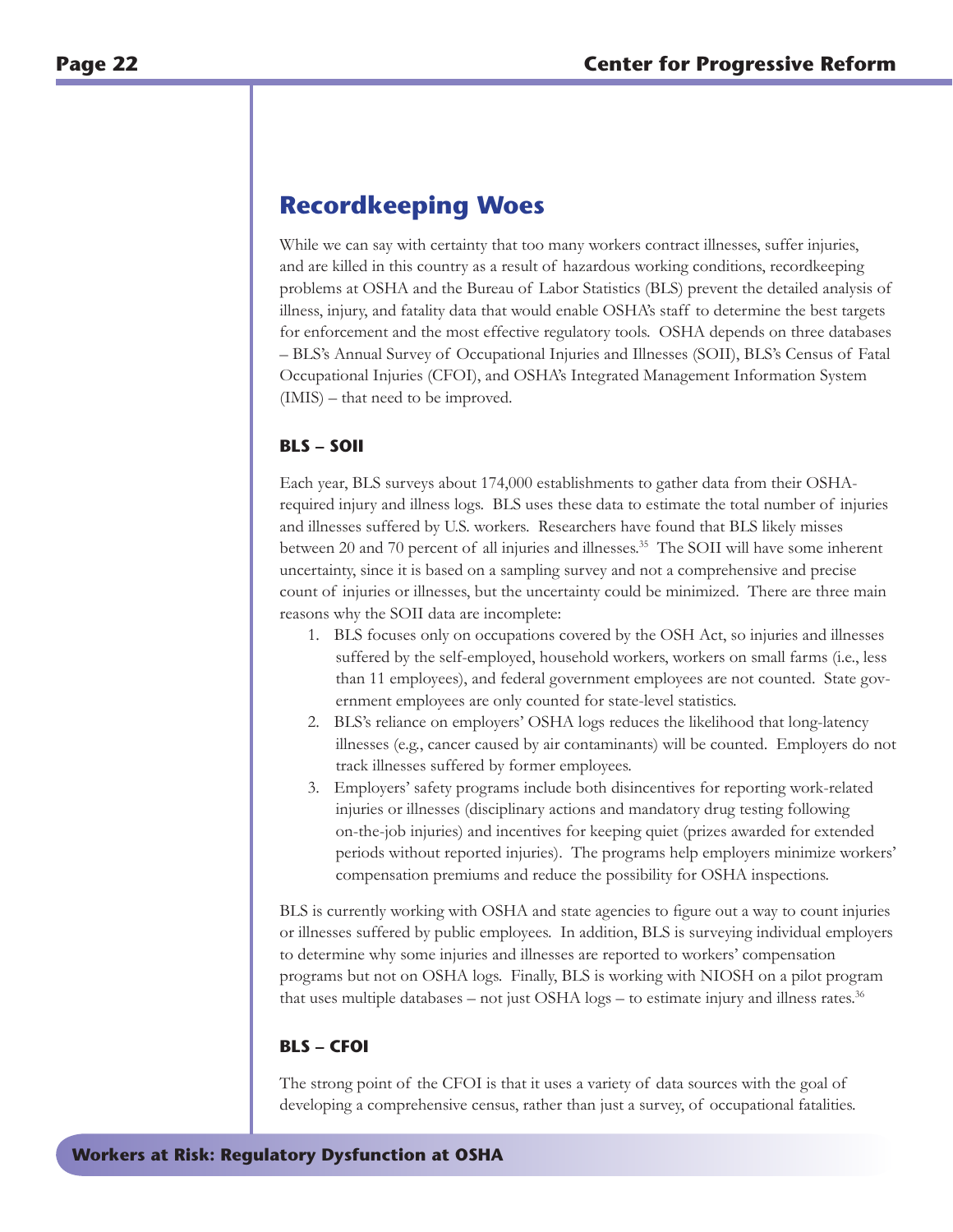## Recordkeeping Woes

While we can say with certainty that too many workers contract illnesses, suffer injuries, and are killed in this country as a result of hazardous working conditions, recordkeeping problems at OSHA and the Bureau of Labor Statistics (BLS) prevent the detailed analysis of illness, injury, and fatality data that would enable OSHA's staff to determine the best targets for enforcement and the most effective regulatory tools. OSHA depends on three databases – BLS's Annual Survey of Occupational Injuries and Illnesses (SOII), BLS's Census of Fatal Occupational Injuries (CFOI), and OSHA's Integrated Management Information System (IMIS) – that need to be improved.

### BLS – SOII

Each year, BLS surveys about 174,000 establishments to gather data from their OSHA-required injury and illness logs. BLS uses these data to estimate the total number of injuries and illnesses suffered by U.S. workers. Researchers have found that BLS likely misses between 20 and 70 percent of all injuries and illnesses.[35] The SOII will have some inherent uncertainty, since it is based on a sampling survey and not a comprehensive and precise count of injuries or illnesses, but the uncertainty could be minimized. There are three main reasons why the SOII data are incomplete:

1. BLS focuses only on occupations covered by the OSH Act, so injuries and illnesses suffered by the self-employed, household workers, workers on small farms (i.e., less than 11 employees), and federal government employees are not counted. State government employees are only counted for state-level statistics.
2. BLS's reliance on employers' OSHA logs reduces the likelihood that long-latency illnesses (e.g., cancer caused by air contaminants) will be counted. Employers do not track illnesses suffered by former employees.
3. Employers' safety programs include both disincentives for reporting work-related injuries or illnesses (disciplinary actions and mandatory drug testing following on-the-job injuries) and incentives for keeping quiet (prizes awarded for extended periods without reported injuries). The programs help employers minimize workers' compensation premiums and reduce the possibility for OSHA inspections.

BLS is currently working with OSHA and state agencies to figure out a way to count injuries or illnesses suffered by public employees. In addition, BLS is surveying individual employers to determine why some injuries and illnesses are reported to workers' compensation programs but not on OSHA logs. Finally, BLS is working with NIOSH on a pilot program that uses multiple databases – not just OSHA logs – to estimate injury and illness rates.[36]

### BLS – CFOI

The strong point of the CFOI is that it uses a variety of data sources with the goal of developing a comprehensive census, rather than just a survey, of occupational fatalities.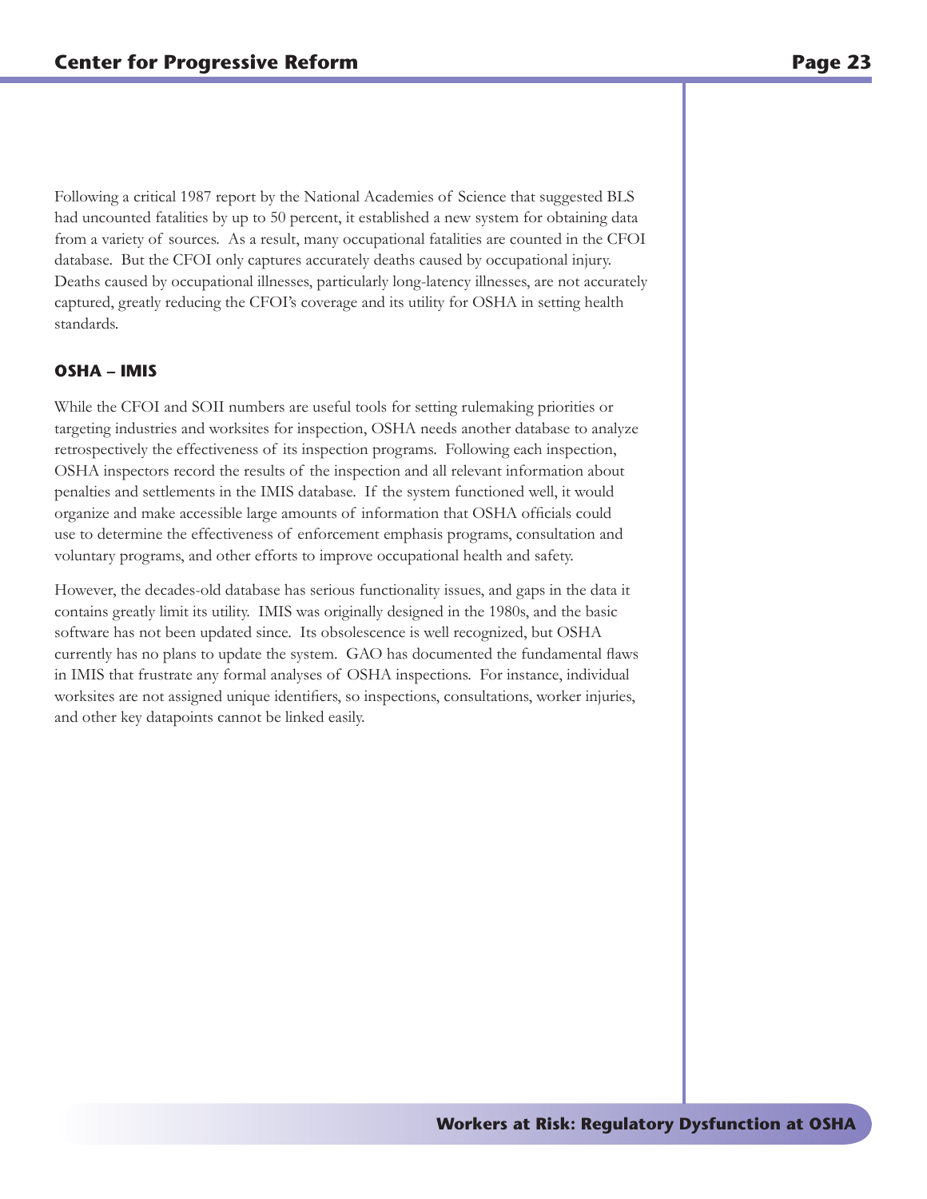Following a critical 1987 report by the National Academies of Science that suggested BLS had uncounted fatalities by up to 50 percent, it established a new system for obtaining data from a variety of sources. As a result, many occupational fatalities are counted in the CFOI database. But the CFOI only captures accurately deaths caused by occupational injury. Deaths caused by occupational illnesses, particularly long-latency illnesses, are not accurately captured, greatly reducing the CFOI's coverage and its utility for OSHA in setting health standards.

### OSHA – IMIS

While the CFOI and SOII numbers are useful tools for setting rulemaking priorities or targeting industries and worksites for inspection, OSHA needs another database to analyze retrospectively the effectiveness of its inspection programs. Following each inspection, OSHA inspectors record the results of the inspection and all relevant information about penalties and settlements in the IMIS database. If the system functioned well, it would organize and make accessible large amounts of information that OSHA officials could use to determine the effectiveness of enforcement emphasis programs, consultation and voluntary programs, and other efforts to improve occupational health and safety.

However, the decades-old database has serious functionality issues, and gaps in the data it contains greatly limit its utility. IMIS was originally designed in the 1980s, and the basic software has not been updated since. Its obsolescence is well recognized, but OSHA currently has no plans to update the system. GAO has documented the fundamental flaws in IMIS that frustrate any formal analyses of OSHA inspections. For instance, individual worksites are not assigned unique identifiers, so inspections, consultations, worker injuries, and other key datapoints cannot be linked easily.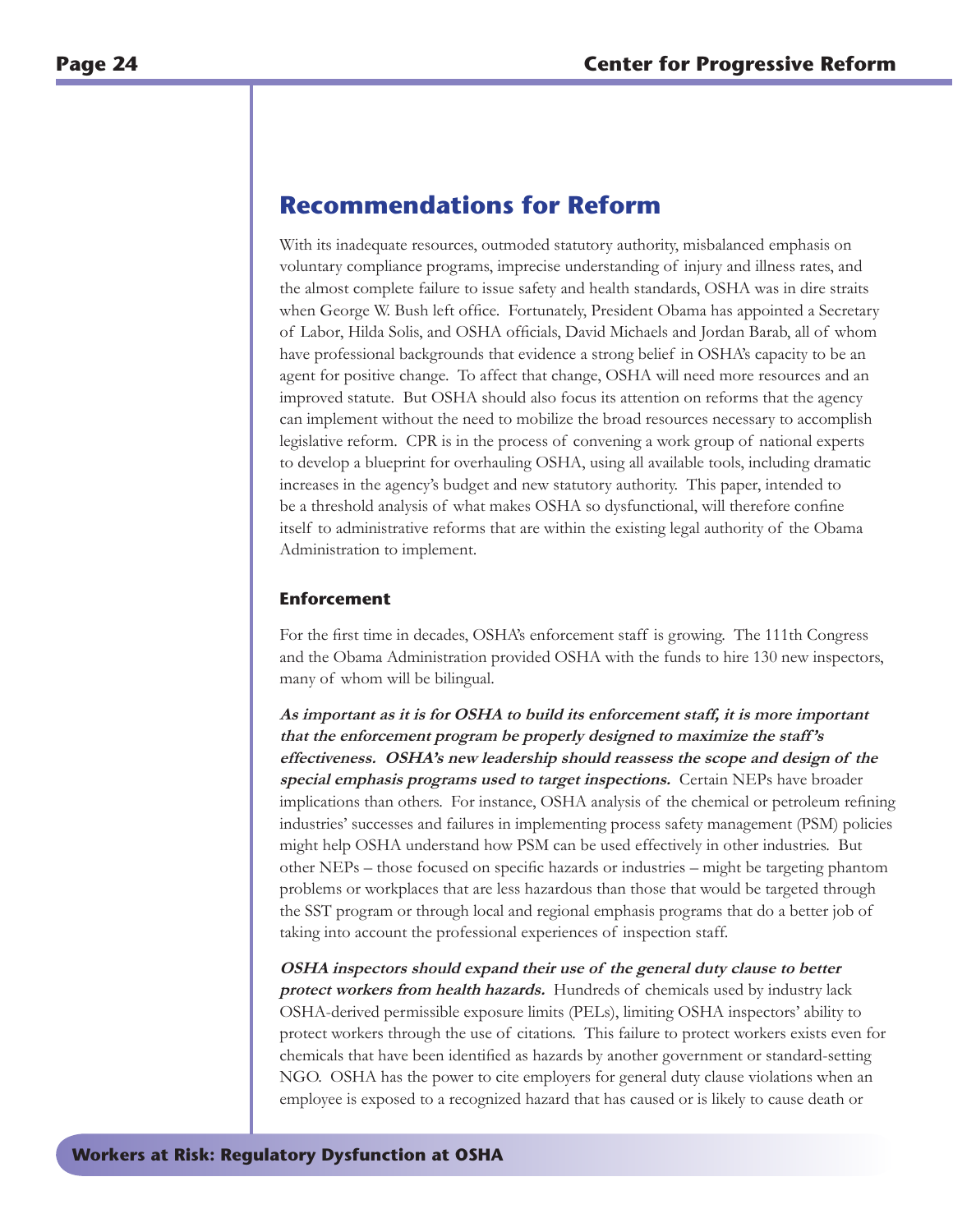## Recommendations for Reform

With its inadequate resources, outmoded statutory authority, misbalanced emphasis on voluntary compliance programs, imprecise understanding of injury and illness rates, and the almost complete failure to issue safety and health standards, OSHA was in dire straits when George W. Bush left office. Fortunately, President Obama has appointed a Secretary of Labor, Hilda Solis, and OSHA officials, David Michaels and Jordan Barab, all of whom have professional backgrounds that evidence a strong belief in OSHA's capacity to be an agent for positive change. To affect that change, OSHA will need more resources and an improved statute. But OSHA should also focus its attention on reforms that the agency can implement without the need to mobilize the broad resources necessary to accomplish legislative reform. CPR is in the process of convening a work group of national experts to develop a blueprint for overhauling OSHA, using all available tools, including dramatic increases in the agency's budget and new statutory authority. This paper, intended to be a threshold analysis of what makes OSHA so dysfunctional, will therefore confine itself to administrative reforms that are within the existing legal authority of the Obama Administration to implement.

### Enforcement

For the first time in decades, OSHA's enforcement staff is growing. The 111th Congress and the Obama Administration provided OSHA with the funds to hire 130 new inspectors, many of whom will be bilingual.

***As important as it is for OSHA to build its enforcement staff, it is more important that the enforcement program be properly designed to maximize the staff's effectiveness. OSHA's new leadership should reassess the scope and design of the special emphasis programs used to target inspections.*** Certain NEPs have broader implications than others. For instance, OSHA analysis of the chemical or petroleum refining industries' successes and failures in implementing process safety management (PSM) policies might help OSHA understand how PSM can be used effectively in other industries. But other NEPs – those focused on specific hazards or industries – might be targeting phantom problems or workplaces that are less hazardous than those that would be targeted through the SST program or through local and regional emphasis programs that do a better job of taking into account the professional experiences of inspection staff.

***OSHA inspectors should expand their use of the general duty clause to better protect workers from health hazards.*** Hundreds of chemicals used by industry lack OSHA-derived permissible exposure limits (PELs), limiting OSHA inspectors' ability to protect workers through the use of citations. This failure to protect workers exists even for chemicals that have been identified as hazards by another government or standard-setting NGO. OSHA has the power to cite employers for general duty clause violations when an employee is exposed to a recognized hazard that has caused or is likely to cause death or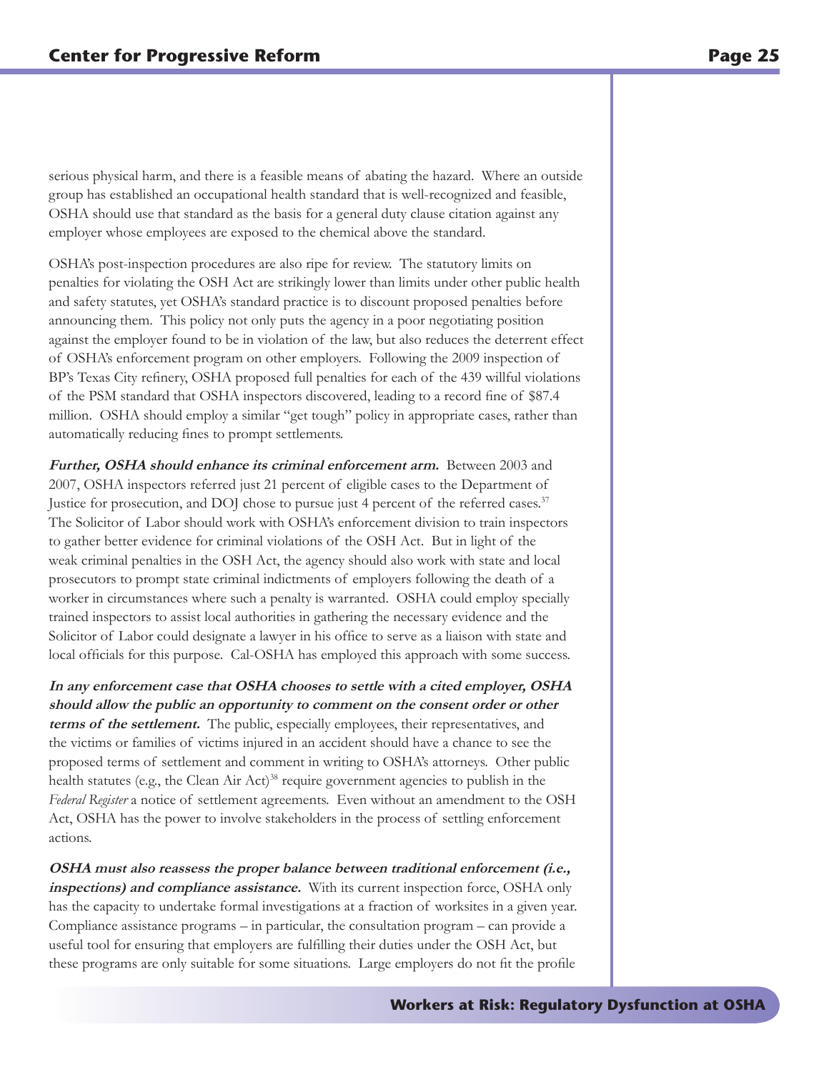serious physical harm, and there is a feasible means of abating the hazard. Where an outside group has established an occupational health standard that is well-recognized and feasible, OSHA should use that standard as the basis for a general duty clause citation against any employer whose employees are exposed to the chemical above the standard.

OSHA's post-inspection procedures are also ripe for review. The statutory limits on penalties for violating the OSH Act are strikingly lower than limits under other public health and safety statutes, yet OSHA's standard practice is to discount proposed penalties before announcing them. This policy not only puts the agency in a poor negotiating position against the employer found to be in violation of the law, but also reduces the deterrent effect of OSHA's enforcement program on other employers. Following the 2009 inspection of BP's Texas City refinery, OSHA proposed full penalties for each of the 439 willful violations of the PSM standard that OSHA inspectors discovered, leading to a record fine of $87.4 million. OSHA should employ a similar "get tough" policy in appropriate cases, rather than automatically reducing fines to prompt settlements.

***Further, OSHA should enhance its criminal enforcement arm.*** Between 2003 and 2007, OSHA inspectors referred just 21 percent of eligible cases to the Department of Justice for prosecution, and DOJ chose to pursue just 4 percent of the referred cases.[37] The Solicitor of Labor should work with OSHA's enforcement division to train inspectors to gather better evidence for criminal violations of the OSH Act. But in light of the weak criminal penalties in the OSH Act, the agency should also work with state and local prosecutors to prompt state criminal indictments of employers following the death of a worker in circumstances where such a penalty is warranted. OSHA could employ specially trained inspectors to assist local authorities in gathering the necessary evidence and the Solicitor of Labor could designate a lawyer in his office to serve as a liaison with state and local officials for this purpose. Cal-OSHA has employed this approach with some success.

***In any enforcement case that OSHA chooses to settle with a cited employer, OSHA should allow the public an opportunity to comment on the consent order or other terms of the settlement.*** The public, especially employees, their representatives, and the victims or families of victims injured in an accident should have a chance to see the proposed terms of settlement and comment in writing to OSHA's attorneys. Other public health statutes (e.g., the Clean Air Act)[38] require government agencies to publish in the *Federal Register* a notice of settlement agreements. Even without an amendment to the OSH Act, OSHA has the power to involve stakeholders in the process of settling enforcement actions.

***OSHA must also reassess the proper balance between traditional enforcement (i.e., inspections) and compliance assistance.*** With its current inspection force, OSHA only has the capacity to undertake formal investigations at a fraction of worksites in a given year. Compliance assistance programs – in particular, the consultation program – can provide a useful tool for ensuring that employers are fulfilling their duties under the OSH Act, but these programs are only suitable for some situations. Large employers do not fit the profile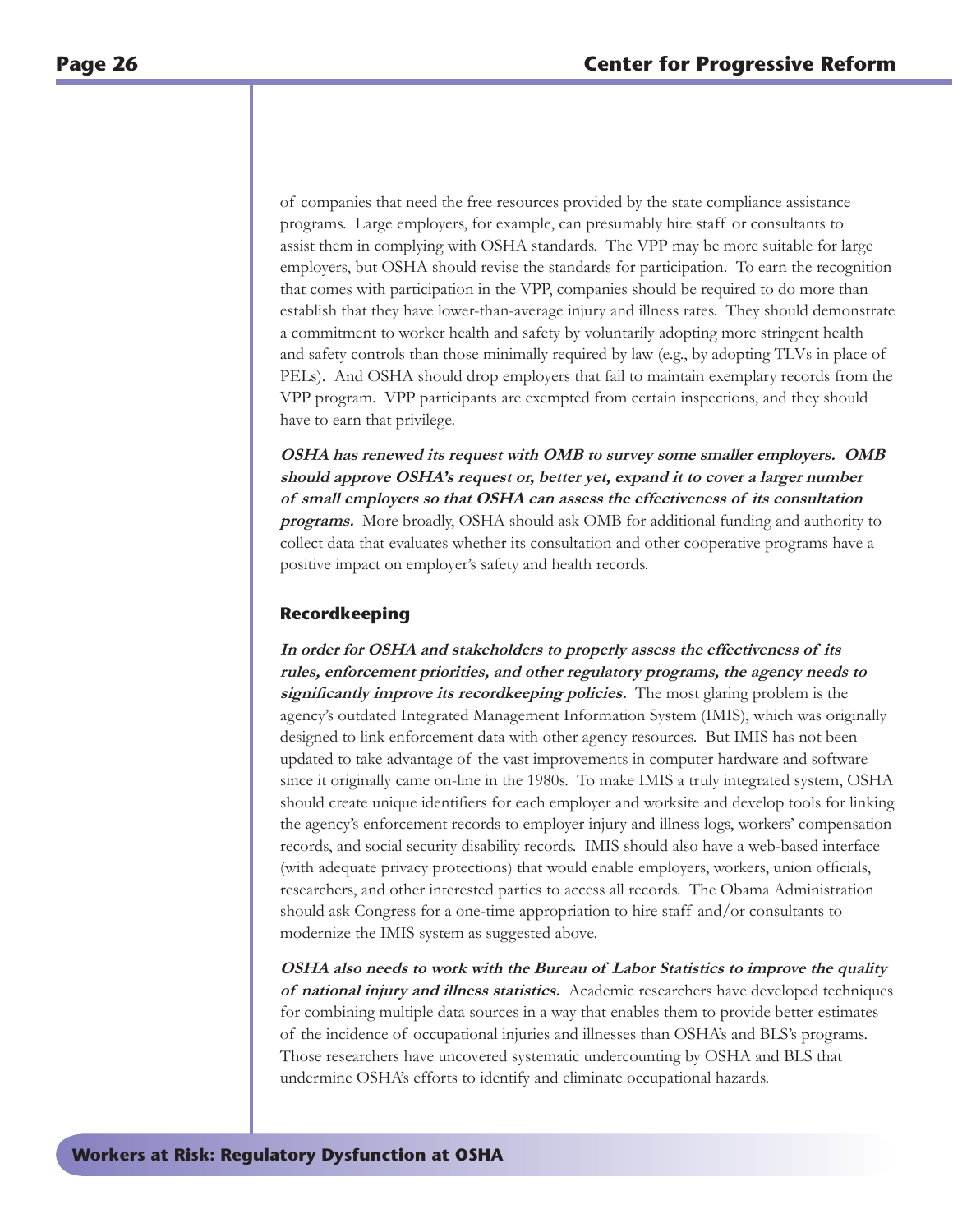of companies that need the free resources provided by the state compliance assistance programs. Large employers, for example, can presumably hire staff or consultants to assist them in complying with OSHA standards. The VPP may be more suitable for large employers, but OSHA should revise the standards for participation. To earn the recognition that comes with participation in the VPP, companies should be required to do more than establish that they have lower-than-average injury and illness rates. They should demonstrate a commitment to worker health and safety by voluntarily adopting more stringent health and safety controls than those minimally required by law (e.g., by adopting TLVs in place of PELs). And OSHA should drop employers that fail to maintain exemplary records from the VPP program. VPP participants are exempted from certain inspections, and they should have to earn that privilege.

***OSHA has renewed its request with OMB to survey some smaller employers. OMB should approve OSHA's request or, better yet, expand it to cover a larger number of small employers so that OSHA can assess the effectiveness of its consultation programs.*** More broadly, OSHA should ask OMB for additional funding and authority to collect data that evaluates whether its consultation and other cooperative programs have a positive impact on employer's safety and health records.

### Recordkeeping

***In order for OSHA and stakeholders to properly assess the effectiveness of its rules, enforcement priorities, and other regulatory programs, the agency needs to significantly improve its recordkeeping policies.*** The most glaring problem is the agency's outdated Integrated Management Information System (IMIS), which was originally designed to link enforcement data with other agency resources. But IMIS has not been updated to take advantage of the vast improvements in computer hardware and software since it originally came on-line in the 1980s. To make IMIS a truly integrated system, OSHA should create unique identifiers for each employer and worksite and develop tools for linking the agency's enforcement records to employer injury and illness logs, workers' compensation records, and social security disability records. IMIS should also have a web-based interface (with adequate privacy protections) that would enable employers, workers, union officials, researchers, and other interested parties to access all records. The Obama Administration should ask Congress for a one-time appropriation to hire staff and/or consultants to modernize the IMIS system as suggested above.

***OSHA also needs to work with the Bureau of Labor Statistics to improve the quality of national injury and illness statistics.*** Academic researchers have developed techniques for combining multiple data sources in a way that enables them to provide better estimates of the incidence of occupational injuries and illnesses than OSHA's and BLS's programs. Those researchers have uncovered systematic undercounting by OSHA and BLS that undermine OSHA's efforts to identify and eliminate occupational hazards.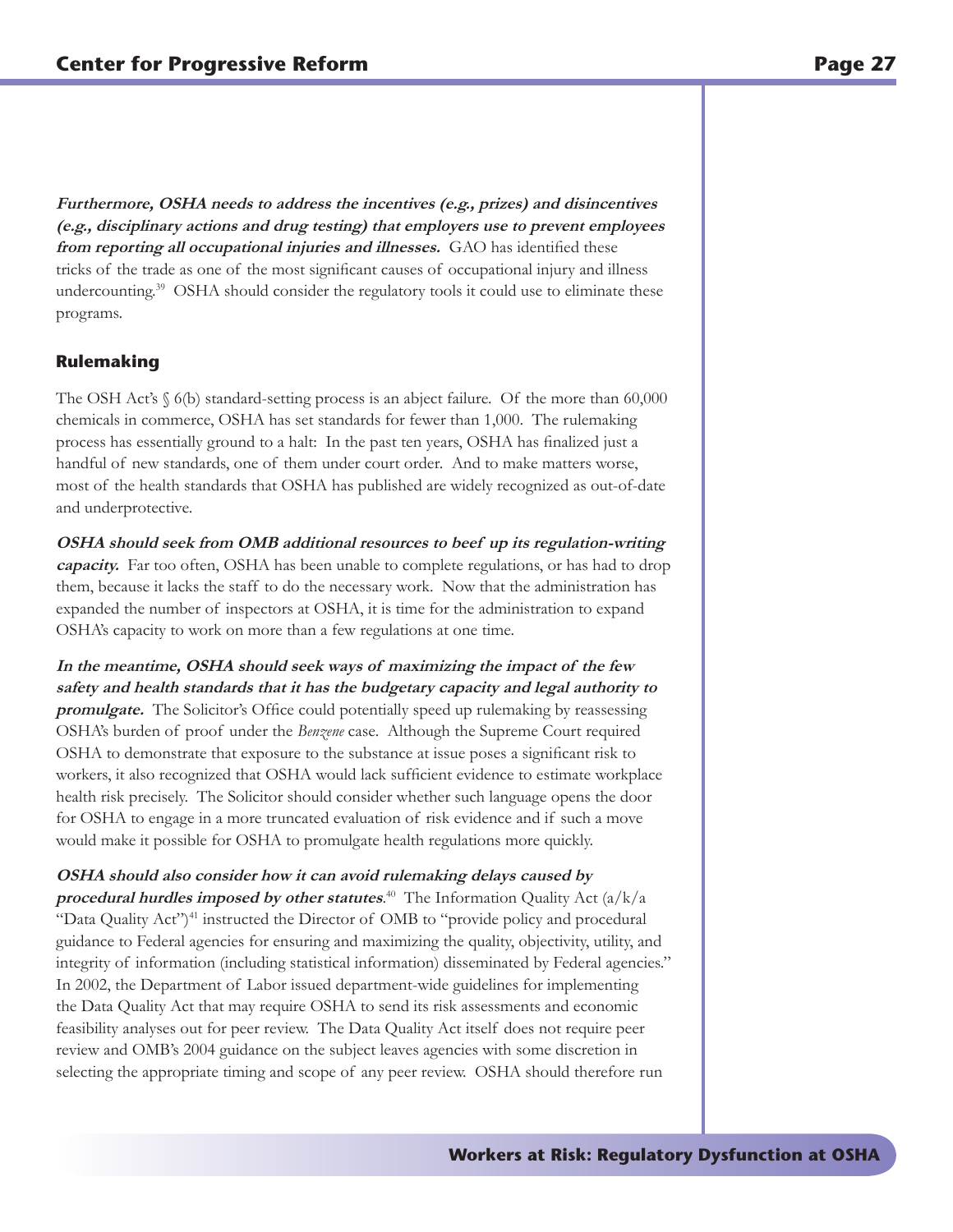***Furthermore, OSHA needs to address the incentives (e.g., prizes) and disincentives (e.g., disciplinary actions and drug testing) that employers use to prevent employees from reporting all occupational injuries and illnesses.*** GAO has identified these tricks of the trade as one of the most significant causes of occupational injury and illness undercounting.[39] OSHA should consider the regulatory tools it could use to eliminate these programs.

## Rulemaking

The OSH Act's § 6(b) standard-setting process is an abject failure. Of the more than 60,000 chemicals in commerce, OSHA has set standards for fewer than 1,000. The rulemaking process has essentially ground to a halt: In the past ten years, OSHA has finalized just a handful of new standards, one of them under court order. And to make matters worse, most of the health standards that OSHA has published are widely recognized as out-of-date and underprotective.

***OSHA should seek from OMB additional resources to beef up its regulation-writing capacity.*** Far too often, OSHA has been unable to complete regulations, or has had to drop them, because it lacks the staff to do the necessary work. Now that the administration has expanded the number of inspectors at OSHA, it is time for the administration to expand OSHA's capacity to work on more than a few regulations at one time.

***In the meantime, OSHA should seek ways of maximizing the impact of the few safety and health standards that it has the budgetary capacity and legal authority to promulgate.*** The Solicitor's Office could potentially speed up rulemaking by reassessing OSHA's burden of proof under the *Benzene* case. Although the Supreme Court required OSHA to demonstrate that exposure to the substance at issue poses a significant risk to workers, it also recognized that OSHA would lack sufficient evidence to estimate workplace health risk precisely. The Solicitor should consider whether such language opens the door for OSHA to engage in a more truncated evaluation of risk evidence and if such a move would make it possible for OSHA to promulgate health regulations more quickly.

***OSHA should also consider how it can avoid rulemaking delays caused by procedural hurdles imposed by other statutes.***[40] The Information Quality Act (a/k/a "Data Quality Act")[41] instructed the Director of OMB to "provide policy and procedural guidance to Federal agencies for ensuring and maximizing the quality, objectivity, utility, and integrity of information (including statistical information) disseminated by Federal agencies." In 2002, the Department of Labor issued department-wide guidelines for implementing the Data Quality Act that may require OSHA to send its risk assessments and economic feasibility analyses out for peer review. The Data Quality Act itself does not require peer review and OMB's 2004 guidance on the subject leaves agencies with some discretion in selecting the appropriate timing and scope of any peer review. OSHA should therefore run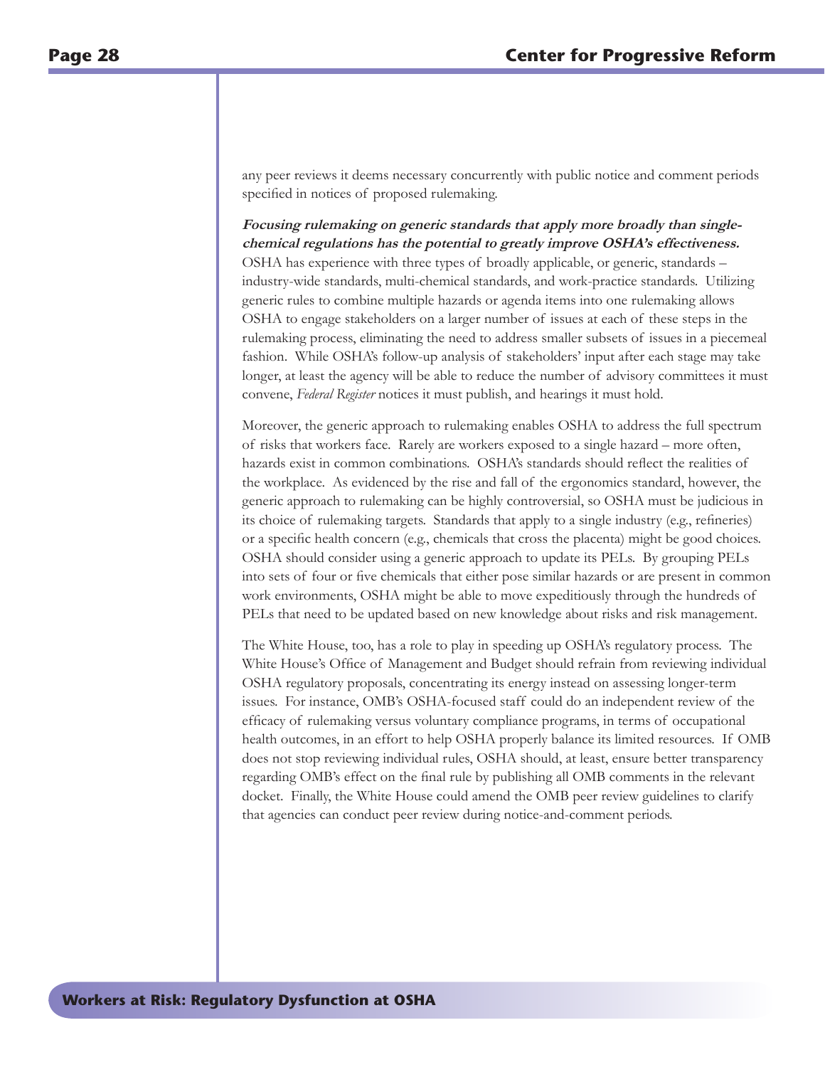any peer reviews it deems necessary concurrently with public notice and comment periods specified in notices of proposed rulemaking.

***Focusing rulemaking on generic standards that apply more broadly than single-chemical regulations has the potential to greatly improve OSHA's effectiveness.*** OSHA has experience with three types of broadly applicable, or generic, standards – industry-wide standards, multi-chemical standards, and work-practice standards. Utilizing generic rules to combine multiple hazards or agenda items into one rulemaking allows OSHA to engage stakeholders on a larger number of issues at each of these steps in the rulemaking process, eliminating the need to address smaller subsets of issues in a piecemeal fashion. While OSHA's follow-up analysis of stakeholders' input after each stage may take longer, at least the agency will be able to reduce the number of advisory committees it must convene, *Federal Register* notices it must publish, and hearings it must hold.

Moreover, the generic approach to rulemaking enables OSHA to address the full spectrum of risks that workers face. Rarely are workers exposed to a single hazard – more often, hazards exist in common combinations. OSHA's standards should reflect the realities of the workplace. As evidenced by the rise and fall of the ergonomics standard, however, the generic approach to rulemaking can be highly controversial, so OSHA must be judicious in its choice of rulemaking targets. Standards that apply to a single industry (e.g., refineries) or a specific health concern (e.g., chemicals that cross the placenta) might be good choices. OSHA should consider using a generic approach to update its PELs. By grouping PELs into sets of four or five chemicals that either pose similar hazards or are present in common work environments, OSHA might be able to move expeditiously through the hundreds of PELs that need to be updated based on new knowledge about risks and risk management.

The White House, too, has a role to play in speeding up OSHA's regulatory process. The White House's Office of Management and Budget should refrain from reviewing individual OSHA regulatory proposals, concentrating its energy instead on assessing longer-term issues. For instance, OMB's OSHA-focused staff could do an independent review of the efficacy of rulemaking versus voluntary compliance programs, in terms of occupational health outcomes, in an effort to help OSHA properly balance its limited resources. If OMB does not stop reviewing individual rules, OSHA should, at least, ensure better transparency regarding OMB's effect on the final rule by publishing all OMB comments in the relevant docket. Finally, the White House could amend the OMB peer review guidelines to clarify that agencies can conduct peer review during notice-and-comment periods.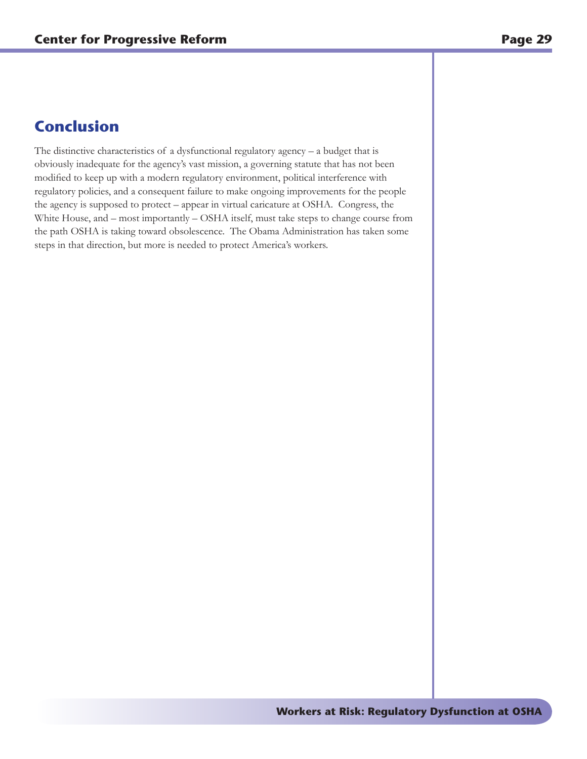## Conclusion

The distinctive characteristics of a dysfunctional regulatory agency – a budget that is obviously inadequate for the agency's vast mission, a governing statute that has not been modified to keep up with a modern regulatory environment, political interference with regulatory policies, and a consequent failure to make ongoing improvements for the people the agency is supposed to protect – appear in virtual caricature at OSHA. Congress, the White House, and – most importantly – OSHA itself, must take steps to change course from the path OSHA is taking toward obsolescence. The Obama Administration has taken some steps in that direction, but more is needed to protect America's workers.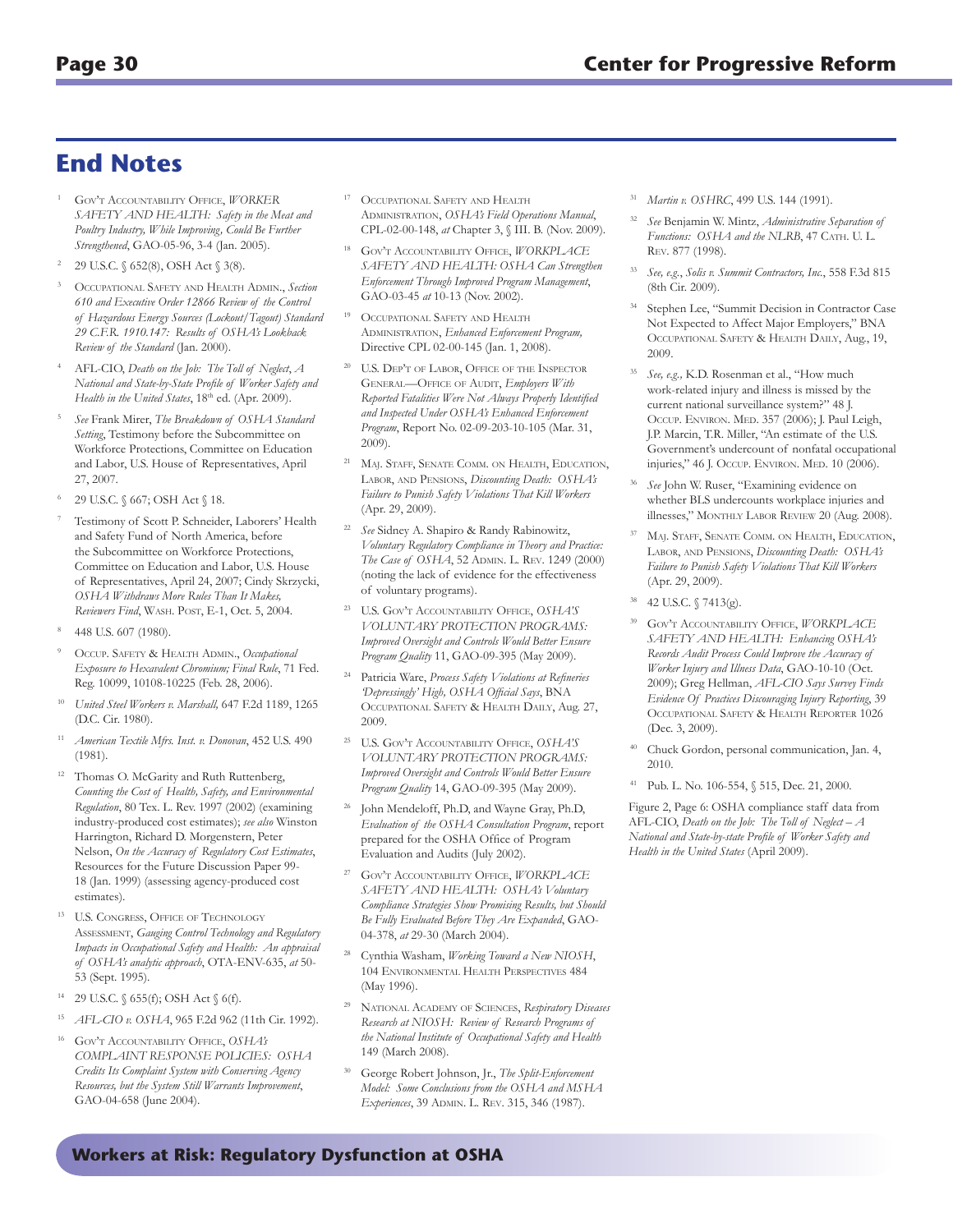# End Notes

1. Gov't Accountability Office, *WORKER SAFETY AND HEALTH: Safety in the Meat and Poultry Industry, While Improving, Could Be Further Strengthened*, GAO-05-96, 3-4 (Jan. 2005).
2. 29 U.S.C. § 652(8), OSH Act § 3(8).
3. Occupational Safety and Health Admin., *Section 610 and Executive Order 12866 Review of the Control of Hazardous Energy Sources (Lockout/Tagout) Standard 29 C.F.R. 1910.147: Results of OSHA's Lookback Review of the Standard* (Jan. 2000).
4. AFL-CIO, *Death on the Job: The Toll of Neglect, A National and State-by-State Profile of Worker Safety and Health in the United States*, 18th ed. (Apr. 2009).
5. *See* Frank Mirer, *The Breakdown of OSHA Standard Setting*, Testimony before the Subcommittee on Workforce Protections, Committee on Education and Labor, U.S. House of Representatives, April 27, 2007.
6. 29 U.S.C. § 667; OSH Act § 18.
7. Testimony of Scott P. Schneider, Laborers' Health and Safety Fund of North America, before the Subcommittee on Workforce Protections, Committee on Education and Labor, U.S. House of Representatives, April 24, 2007; Cindy Skrzycki, *OSHA Withdraws More Rules Than It Makes, Reviewers Find*, Wash. Post, E-1, Oct. 5, 2004.
8. 448 U.S. 607 (1980).
9. Occup. Safety & Health Admin., *Occupational Exposure to Hexavalent Chromium; Final Rule*, 71 Fed. Reg. 10099, 10108-10225 (Feb. 28, 2006).
10. *United Steel Workers v. Marshall*, 647 F.2d 1189, 1265 (D.C. Cir. 1980).
11. *American Textile Mfrs. Inst. v. Donovan*, 452 U.S. 490 (1981).
12. Thomas O. McGarity and Ruth Ruttenberg, *Counting the Cost of Health, Safety, and Environmental Regulation*, 80 Tex. L. Rev. 1997 (2002) (examining industry-produced cost estimates); *see also* Winston Harrington, Richard D. Morgenstern, Peter Nelson, *On the Accuracy of Regulatory Cost Estimates*, Resources for the Future Discussion Paper 99-18 (Jan. 1999) (assessing agency-produced cost estimates).
13. U.S. Congress, Office of Technology Assessment, *Gauging Control Technology and Regulatory Impacts in Occupational Safety and Health: An appraisal of OSHA's analytic approach*, OTA-ENV-635, *at* 50-53 (Sept. 1995).
14. 29 U.S.C. § 655(f); OSH Act § 6(f).
15. *AFL-CIO v. OSHA*, 965 F.2d 962 (11th Cir. 1992).
16. Gov't Accountability Office, *OSHA's COMPLAINT RESPONSE POLICIES: OSHA Credits Its Complaint System with Conserving Agency Resources, but the System Still Warrants Improvement*, GAO-04-658 (June 2004).
17. Occupational Safety and Health Administration, *OSHA's Field Operations Manual*, CPL-02-00-148, *at* Chapter 3, § III. B. (Nov. 2009).
18. Gov't Accountability Office, *WORKPLACE SAFETY AND HEALTH: OSHA Can Strengthen Enforcement Through Improved Program Management*, GAO-03-45 *at* 10-13 (Nov. 2002).
19. Occupational Safety and Health Administration, *Enhanced Enforcement Program,* Directive CPL 02-00-145 (Jan. 1, 2008).
20. U.S. Dep't of Labor, Office of the Inspector General—Office of Audit, *Employers With Reported Fatalities Were Not Always Properly Identified and Inspected Under OSHA's Enhanced Enforcement Program*, Report No. 02-09-203-10-105 (Mar. 31, 2009).
21. Maj. Staff, Senate Comm. on Health, Education, Labor, and Pensions, *Discounting Death: OSHA's Failure to Punish Safety Violations That Kill Workers* (Apr. 29, 2009).
22. *See* Sidney A. Shapiro & Randy Rabinowitz, *Voluntary Regulatory Compliance in Theory and Practice: The Case of OSHA*, 52 Admin. L. Rev. 1249 (2000) (noting the lack of evidence for the effectiveness of voluntary programs).
23. U.S. Gov't Accountability Office, *OSHA'S VOLUNTARY PROTECTION PROGRAMS: Improved Oversight and Controls Would Better Ensure Program Quality* 11, GAO-09-395 (May 2009).
24. Patricia Ware, *Process Safety Violations at Refineries 'Depressingly' High, OSHA Official Says*, BNA Occupational Safety & Health Daily, Aug. 27, 2009.
25. U.S. Gov't Accountability Office, *OSHA'S VOLUNTARY PROTECTION PROGRAMS: Improved Oversight and Controls Would Better Ensure Program Quality* 14, GAO-09-395 (May 2009).
26. John Mendeloff, Ph.D, and Wayne Gray, Ph.D, *Evaluation of the OSHA Consultation Program*, report prepared for the OSHA Office of Program Evaluation and Audits (July 2002).
27. Gov't Accountability Office, *WORKPLACE SAFETY AND HEALTH: OSHA's Voluntary Compliance Strategies Show Promising Results, but Should Be Fully Evaluated Before They Are Expanded*, GAO-04-378, *at* 29-30 (March 2004).
28. Cynthia Washam, *Working Toward a New NIOSH*, 104 Environmental Health Perspectives 484 (May 1996).
29. National Academy of Sciences, *Respiratory Diseases Research at NIOSH: Review of Research Programs of the National Institute of Occupational Safety and Health* 149 (March 2008).
30. George Robert Johnson, Jr., *The Split-Enforcement Model: Some Conclusions from the OSHA and MSHA Experiences*, 39 Admin. L. Rev. 315, 346 (1987).
31. *Martin v. OSHRC*, 499 U.S. 144 (1991).
32. *See* Benjamin W. Mintz, *Administrative Separation of Functions: OSHA and the NLRB*, 47 Cath. U. L. Rev. 877 (1998).
33. *See, e.g.*, *Solis v. Summit Contractors, Inc.*, 558 F.3d 815 (8th Cir. 2009).
34. Stephen Lee, "Summit Decision in Contractor Case Not Expected to Affect Major Employers," BNA Occupational Safety & Health Daily, Aug., 19, 2009.
35. *See, e.g.,* K.D. Rosenman et al., "How much work-related injury and illness is missed by the current national surveillance system?" 48 J. Occup. Environ. Med. 357 (2006); J. Paul Leigh, J.P. Marcin, T.R. Miller, "An estimate of the U.S. Government's undercount of nonfatal occupational injuries," 46 J. Occup. Environ. Med. 10 (2006).
36. *See* John W. Ruser, "Examining evidence on whether BLS undercounts workplace injuries and illnesses," Monthly Labor Review 20 (Aug. 2008).
37. Maj. Staff, Senate Comm. on Health, Education, Labor, and Pensions, *Discounting Death: OSHA's Failure to Punish Safety Violations That Kill Workers* (Apr. 29, 2009).
38. 42 U.S.C. § 7413(g).
39. Gov't Accountability Office, *WORKPLACE SAFETY AND HEALTH: Enhancing OSHA's Records Audit Process Could Improve the Accuracy of Worker Injury and Illness Data*, GAO-10-10 (Oct. 2009); Greg Hellman, *AFL-CIO Says Survey Finds Evidence Of Practices Discouraging Injury Reporting*, 39 Occupational Safety & Health Reporter 1026 (Dec. 3, 2009).
40. Chuck Gordon, personal communication, Jan. 4, 2010.
41. Pub. L. No. 106-554, § 515, Dec. 21, 2000.

Figure 2, Page 6: OSHA compliance staff data from AFL-CIO, *Death on the Job: The Toll of Neglect – A National and State-by-state Profile of Worker Safety and Health in the United States* (April 2009).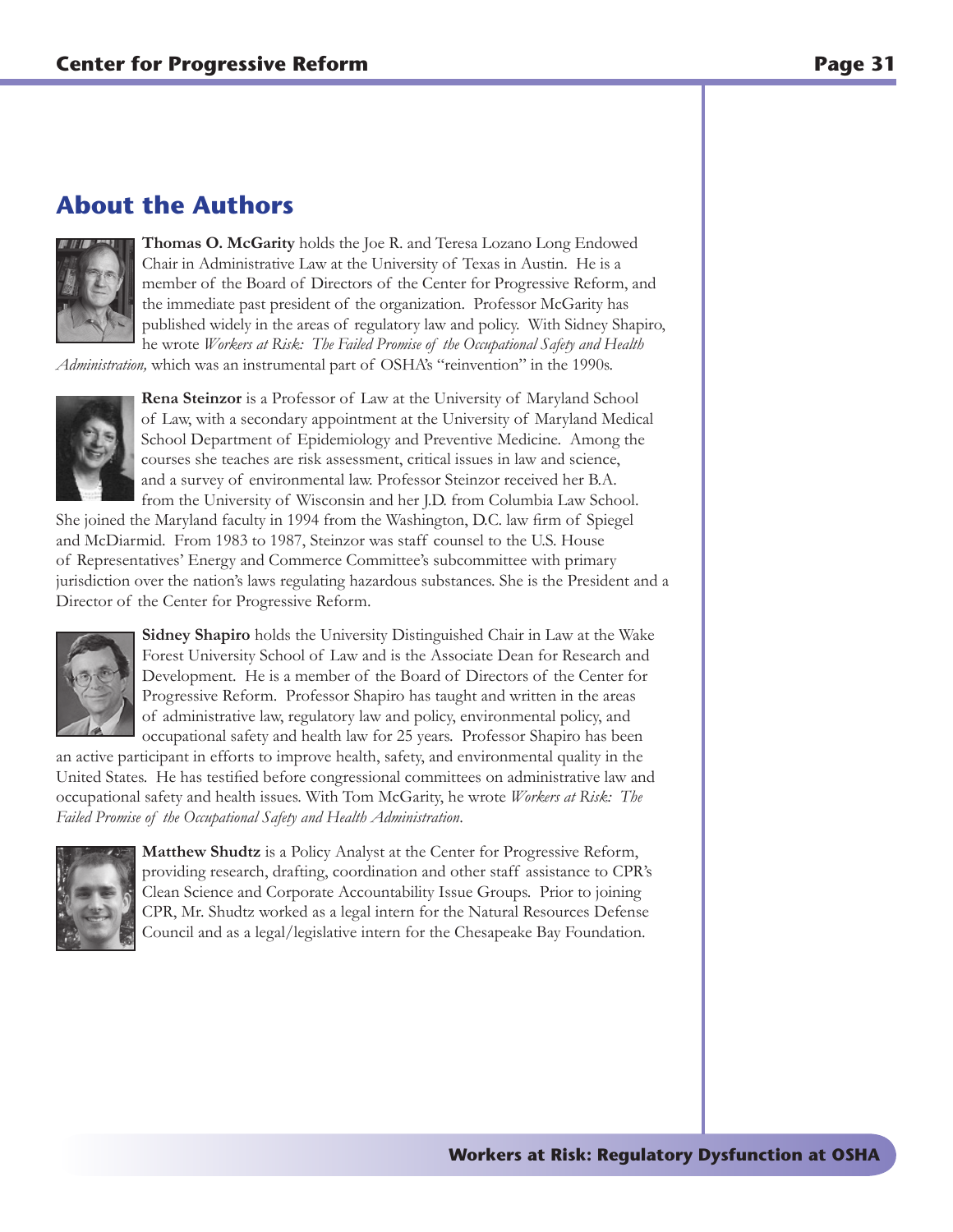## About the Authors

**Thomas O. McGarity** holds the Joe R. and Teresa Lozano Long Endowed Chair in Administrative Law at the University of Texas in Austin. He is a member of the Board of Directors of the Center for Progressive Reform, and the immediate past president of the organization. Professor McGarity has published widely in the areas of regulatory law and policy. With Sidney Shapiro, he wrote *Workers at Risk: The Failed Promise of the Occupational Safety and Health Administration,* which was an instrumental part of OSHA's "reinvention" in the 1990s.

**Rena Steinzor** is a Professor of Law at the University of Maryland School of Law, with a secondary appointment at the University of Maryland Medical School Department of Epidemiology and Preventive Medicine. Among the courses she teaches are risk assessment, critical issues in law and science, and a survey of environmental law. Professor Steinzor received her B.A. from the University of Wisconsin and her J.D. from Columbia Law School. She joined the Maryland faculty in 1994 from the Washington, D.C. law firm of Spiegel and McDiarmid. From 1983 to 1987, Steinzor was staff counsel to the U.S. House of Representatives' Energy and Commerce Committee's subcommittee with primary jurisdiction over the nation's laws regulating hazardous substances. She is the President and a Director of the Center for Progressive Reform.

**Sidney Shapiro** holds the University Distinguished Chair in Law at the Wake Forest University School of Law and is the Associate Dean for Research and Development. He is a member of the Board of Directors of the Center for Progressive Reform. Professor Shapiro has taught and written in the areas of administrative law, regulatory law and policy, environmental policy, and occupational safety and health law for 25 years. Professor Shapiro has been an active participant in efforts to improve health, safety, and environmental quality in the United States. He has testified before congressional committees on administrative law and occupational safety and health issues. With Tom McGarity, he wrote *Workers at Risk: The Failed Promise of the Occupational Safety and Health Administration*.

**Matthew Shudtz** is a Policy Analyst at the Center for Progressive Reform, providing research, drafting, coordination and other staff assistance to CPR's Clean Science and Corporate Accountability Issue Groups. Prior to joining CPR, Mr. Shudtz worked as a legal intern for the Natural Resources Defense Council and as a legal/legislative intern for the Chesapeake Bay Foundation.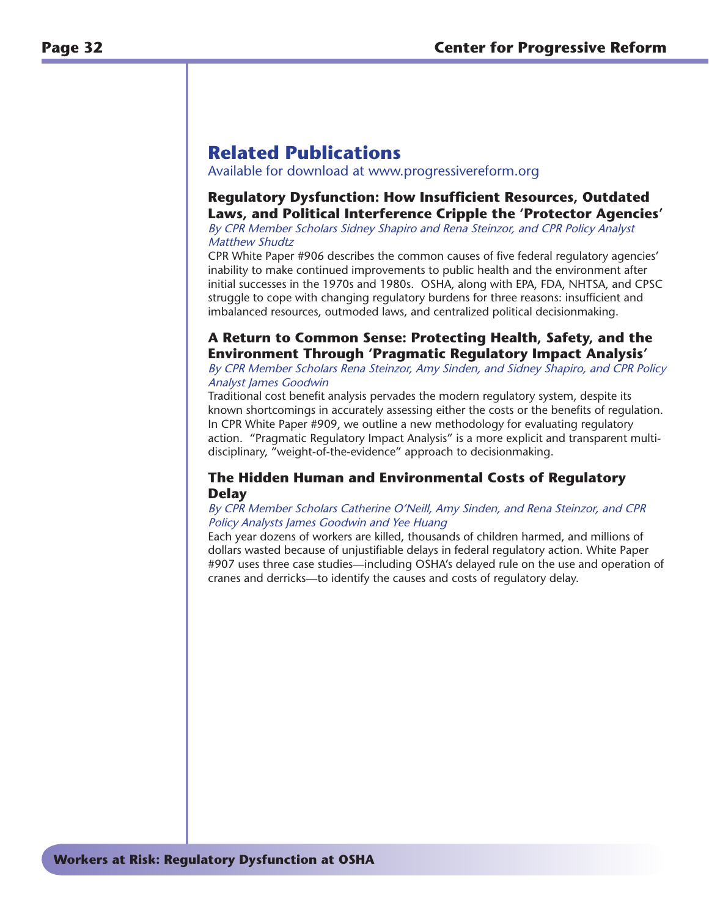# Related Publications

Available for download at www.progressivereform.org

### Regulatory Dysfunction: How Insufficient Resources, Outdated Laws, and Political Interference Cripple the 'Protector Agencies'

*By CPR Member Scholars Sidney Shapiro and Rena Steinzor, and CPR Policy Analyst Matthew Shudtz*

CPR White Paper #906 describes the common causes of five federal regulatory agencies' inability to make continued improvements to public health and the environment after initial successes in the 1970s and 1980s. OSHA, along with EPA, FDA, NHTSA, and CPSC struggle to cope with changing regulatory burdens for three reasons: insufficient and imbalanced resources, outmoded laws, and centralized political decisionmaking.

### A Return to Common Sense: Protecting Health, Safety, and the Environment Through 'Pragmatic Regulatory Impact Analysis'

*By CPR Member Scholars Rena Steinzor, Amy Sinden, and Sidney Shapiro, and CPR Policy Analyst James Goodwin*

Traditional cost benefit analysis pervades the modern regulatory system, despite its known shortcomings in accurately assessing either the costs or the benefits of regulation. In CPR White Paper #909, we outline a new methodology for evaluating regulatory action. "Pragmatic Regulatory Impact Analysis" is a more explicit and transparent multi-disciplinary, "weight-of-the-evidence" approach to decisionmaking.

### The Hidden Human and Environmental Costs of Regulatory Delay

*By CPR Member Scholars Catherine O'Neill, Amy Sinden, and Rena Steinzor, and CPR Policy Analysts James Goodwin and Yee Huang*

Each year dozens of workers are killed, thousands of children harmed, and millions of dollars wasted because of unjustifiable delays in federal regulatory action. White Paper #907 uses three case studies—including OSHA's delayed rule on the use and operation of cranes and derricks—to identify the causes and costs of regulatory delay.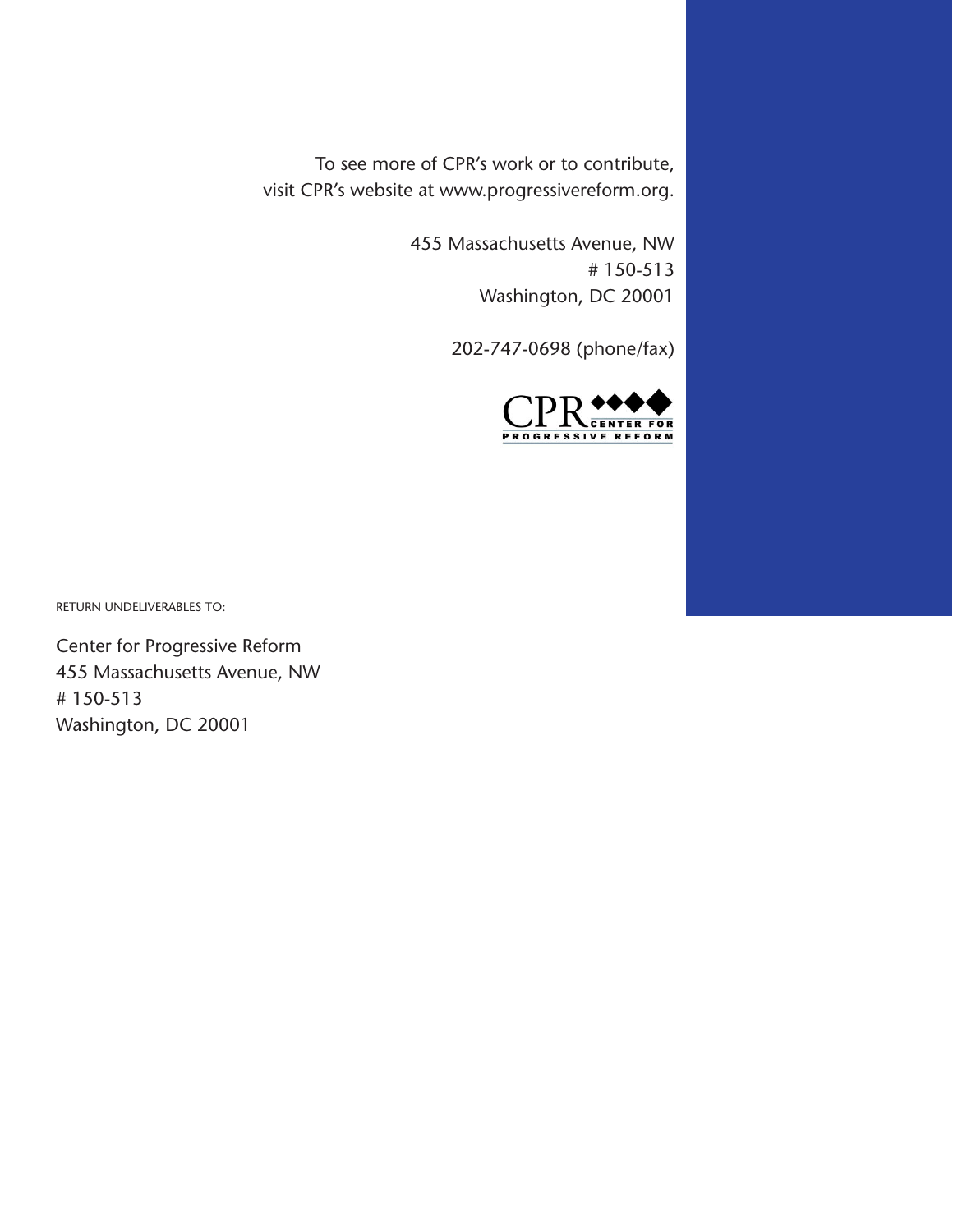To see more of CPR's work or to contribute,
visit CPR's website at www.progressivereform.org.

455 Massachusetts Avenue, NW
# 150-513
Washington, DC 20001

202-747-0698 (phone/fax)

CPR CENTER FOR PROGRESSIVE REFORM

RETURN UNDELIVERABLES TO:

Center for Progressive Reform
455 Massachusetts Avenue, NW
# 150-513
Washington, DC 20001